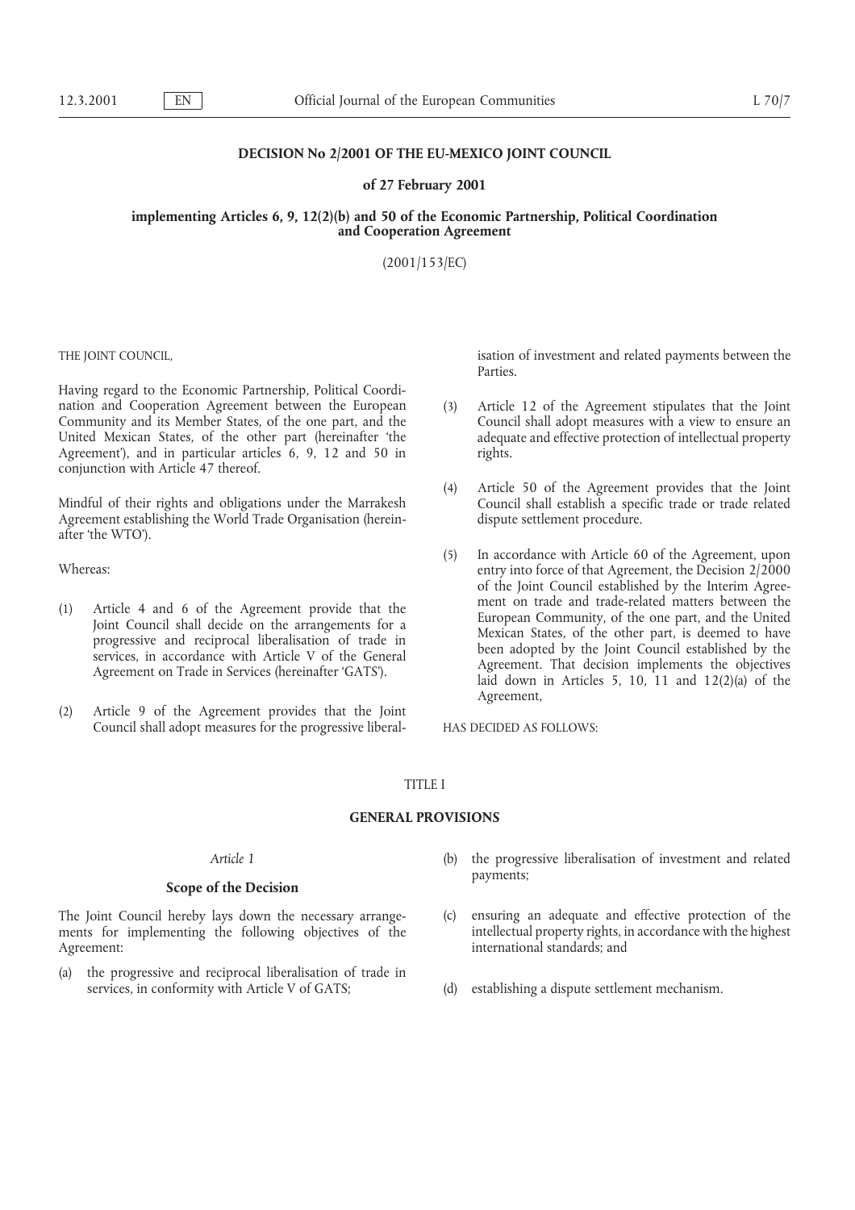# DECISION No 2/2001 OF THE EU-MEXICO JOINT COUNCIL

## of 27 February 2001

## implementing Articles 6, 9, 12(2)(b) and 50 of the Economic Partnership, Political Coordination and Cooperation Agreement

(2001/153/EC)

THE JOINT COUNCIL,

Having regard to the Economic Partnership, Political Coordination and Cooperation Agreement between the European Community and its Member States, of the one part, and the United Mexican States, of the other part (hereinafter 'the Agreement'), and in particular articles 6, 9, 12 and 50 in conjunction with Article 47 thereof.

Mindful of their rights and obligations under the Marrakesh Agreement establishing the World Trade Organisation (hereinafter 'the WTO').

Whereas:

(1) Article 4 and 6 of the Agreement provide that the Joint Council shall decide on the arrangements for a progressive and reciprocal liberalisation of trade in services, in accordance with Article V of the General Agreement on Trade in Services (hereinafter 'GATS').

(2) Article 9 of the Agreement provides that the Joint Council shall adopt measures for the progressive liberalisation of investment and related payments between the Parties.

(3) Article 12 of the Agreement stipulates that the Joint Council shall adopt measures with a view to ensure an adequate and effective protection of intellectual property rights.

(4) Article 50 of the Agreement provides that the Joint Council shall establish a specific trade or trade related dispute settlement procedure.

(5) In accordance with Article 60 of the Agreement, upon entry into force of that Agreement, the Decision 2/2000 of the Joint Council established by the Interim Agreement on trade and trade-related matters between the European Community, of the one part, and the United Mexican States, of the other part, is deemed to have been adopted by the Joint Council established by the Agreement. That decision implements the objectives laid down in Articles 5, 10, 11 and 12(2)(a) of the Agreement,

HAS DECIDED AS FOLLOWS:

TITLE I

## GENERAL PROVISIONS

*Article 1*

### Scope of the Decision

The Joint Council hereby lays down the necessary arrangements for implementing the following objectives of the Agreement:

(a) the progressive and reciprocal liberalisation of trade in services, in conformity with Article V of GATS;

(b) the progressive liberalisation of investment and related payments;

(c) ensuring an adequate and effective protection of the intellectual property rights, in accordance with the highest international standards; and

(d) establishing a dispute settlement mechanism.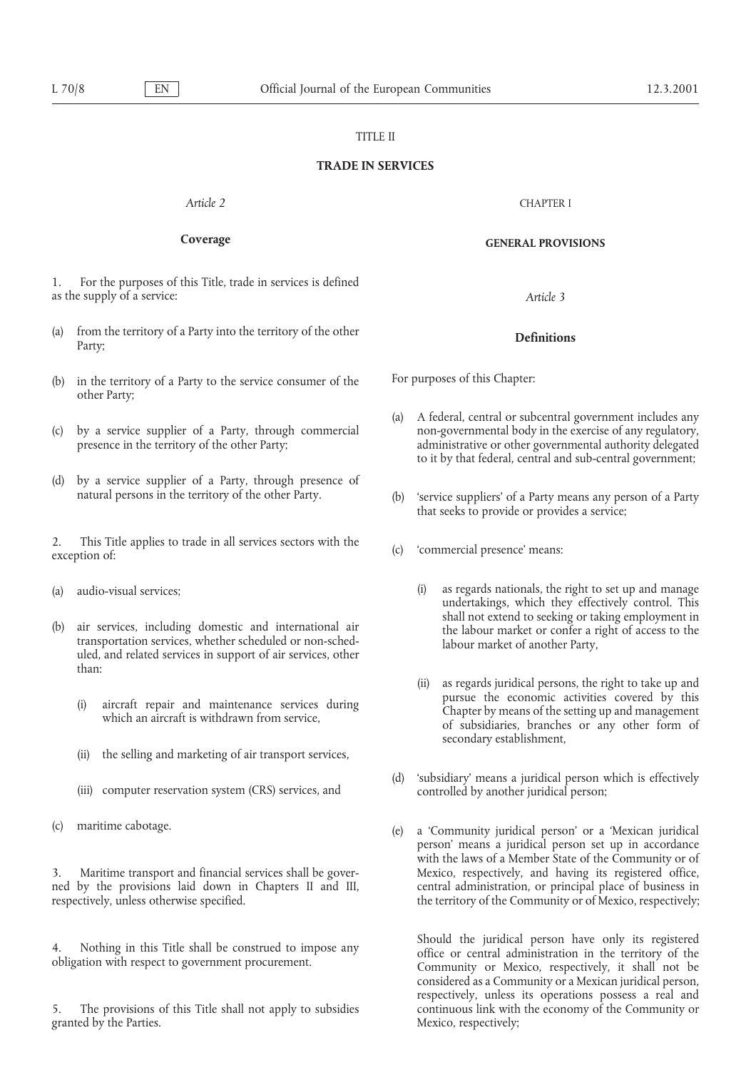## TITLE II

## TRADE IN SERVICES

*Article 2*

**Coverage**

1. For the purposes of this Title, trade in services is defined as the supply of a service:

(a) from the territory of a Party into the territory of the other Party;

(b) in the territory of a Party to the service consumer of the other Party;

(c) by a service supplier of a Party, through commercial presence in the territory of the other Party;

(d) by a service supplier of a Party, through presence of natural persons in the territory of the other Party.

2. This Title applies to trade in all services sectors with the exception of:

(a) audio-visual services;

(b) air services, including domestic and international air transportation services, whether scheduled or non-scheduled, and related services in support of air services, other than:

  (i) aircraft repair and maintenance services during which an aircraft is withdrawn from service,

  (ii) the selling and marketing of air transport services,

  (iii) computer reservation system (CRS) services, and

(c) maritime cabotage.

3. Maritime transport and financial services shall be governed by the provisions laid down in Chapters II and III, respectively, unless otherwise specified.

4. Nothing in this Title shall be construed to impose any obligation with respect to government procurement.

5. The provisions of this Title shall not apply to subsidies granted by the Parties.

### CHAPTER I

### GENERAL PROVISIONS

*Article 3*

**Definitions**

For purposes of this Chapter:

(a) A federal, central or subcentral government includes any non-governmental body in the exercise of any regulatory, administrative or other governmental authority delegated to it by that federal, central and sub-central government;

(b) 'service suppliers' of a Party means any person of a Party that seeks to provide or provides a service;

(c) 'commercial presence' means:

  (i) as regards nationals, the right to set up and manage undertakings, which they effectively control. This shall not extend to seeking or taking employment in the labour market or confer a right of access to the labour market of another Party,

  (ii) as regards juridical persons, the right to take up and pursue the economic activities covered by this Chapter by means of the setting up and management of subsidiaries, branches or any other form of secondary establishment,

(d) 'subsidiary' means a juridical person which is effectively controlled by another juridical person;

(e) a 'Community juridical person' or a 'Mexican juridical person' means a juridical person set up in accordance with the laws of a Member State of the Community or of Mexico, respectively, and having its registered office, central administration, or principal place of business in the territory of the Community or of Mexico, respectively;

Should the juridical person have only its registered office or central administration in the territory of the Community or Mexico, respectively, it shall not be considered as a Community or a Mexican juridical person, respectively, unless its operations possess a real and continuous link with the economy of the Community or Mexico, respectively;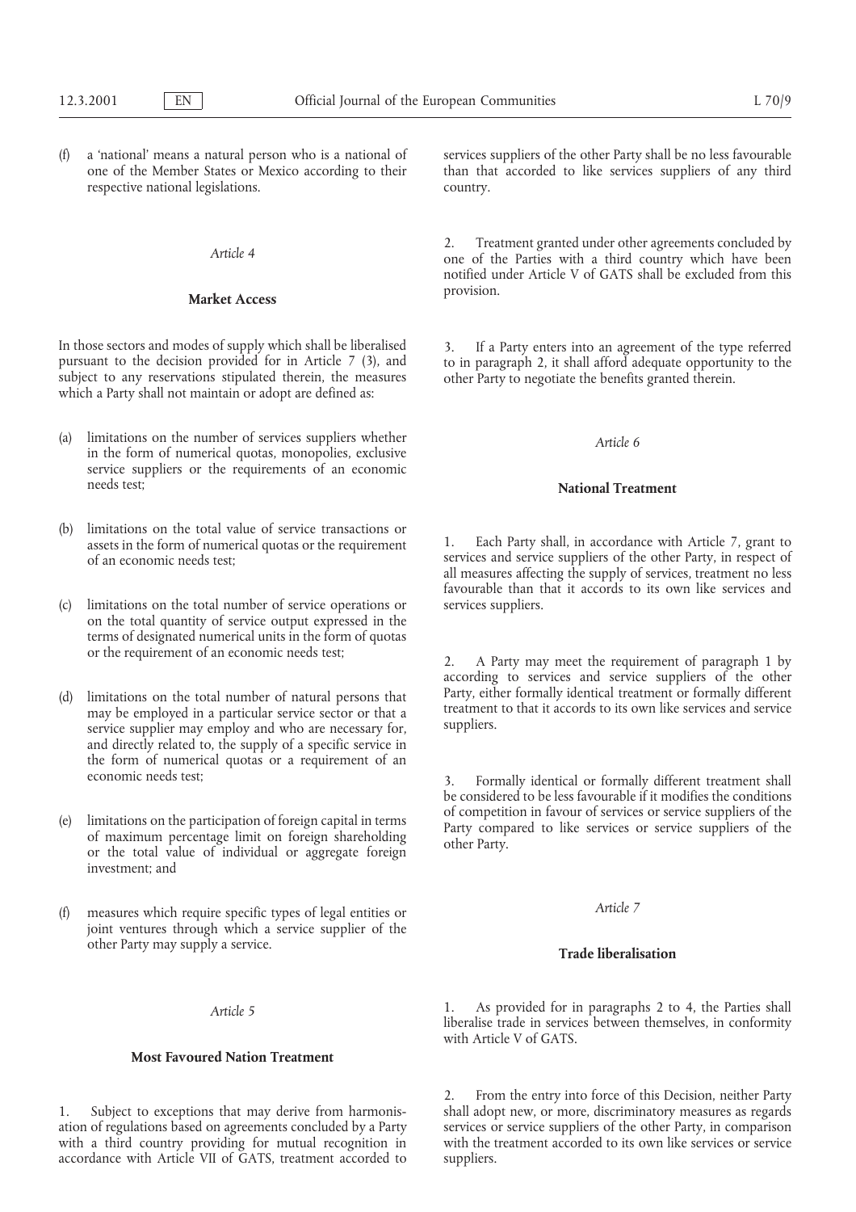(f) a 'national' means a natural person who is a national of one of the Member States or Mexico according to their respective national legislations.

*Article 4*

**Market Access**

In those sectors and modes of supply which shall be liberalised pursuant to the decision provided for in Article 7 (3), and subject to any reservations stipulated therein, the measures which a Party shall not maintain or adopt are defined as:

(a) limitations on the number of services suppliers whether in the form of numerical quotas, monopolies, exclusive service suppliers or the requirements of an economic needs test;

(b) limitations on the total value of service transactions or assets in the form of numerical quotas or the requirement of an economic needs test;

(c) limitations on the total number of service operations or on the total quantity of service output expressed in the terms of designated numerical units in the form of quotas or the requirement of an economic needs test;

(d) limitations on the total number of natural persons that may be employed in a particular service sector or that a service supplier may employ and who are necessary for, and directly related to, the supply of a specific service in the form of numerical quotas or a requirement of an economic needs test;

(e) limitations on the participation of foreign capital in terms of maximum percentage limit on foreign shareholding or the total value of individual or aggregate foreign investment; and

(f) measures which require specific types of legal entities or joint ventures through which a service supplier of the other Party may supply a service.

*Article 5*

**Most Favoured Nation Treatment**

1. Subject to exceptions that may derive from harmonisation of regulations based on agreements concluded by a Party with a third country providing for mutual recognition in accordance with Article VII of GATS, treatment accorded to services suppliers of the other Party shall be no less favourable than that accorded to like services suppliers of any third country.

2. Treatment granted under other agreements concluded by one of the Parties with a third country which have been notified under Article V of GATS shall be excluded from this provision.

3. If a Party enters into an agreement of the type referred to in paragraph 2, it shall afford adequate opportunity to the other Party to negotiate the benefits granted therein.

*Article 6*

**National Treatment**

1. Each Party shall, in accordance with Article 7, grant to services and service suppliers of the other Party, in respect of all measures affecting the supply of services, treatment no less favourable than that it accords to its own like services and services suppliers.

2. A Party may meet the requirement of paragraph 1 by according to services and service suppliers of the other Party, either formally identical treatment or formally different treatment to that it accords to its own like services and service suppliers.

3. Formally identical or formally different treatment shall be considered to be less favourable if it modifies the conditions of competition in favour of services or service suppliers of the Party compared to like services or service suppliers of the other Party.

*Article 7*

**Trade liberalisation**

1. As provided for in paragraphs 2 to 4, the Parties shall liberalise trade in services between themselves, in conformity with Article V of GATS.

2. From the entry into force of this Decision, neither Party shall adopt new, or more, discriminatory measures as regards services or service suppliers of the other Party, in comparison with the treatment accorded to its own like services or service suppliers.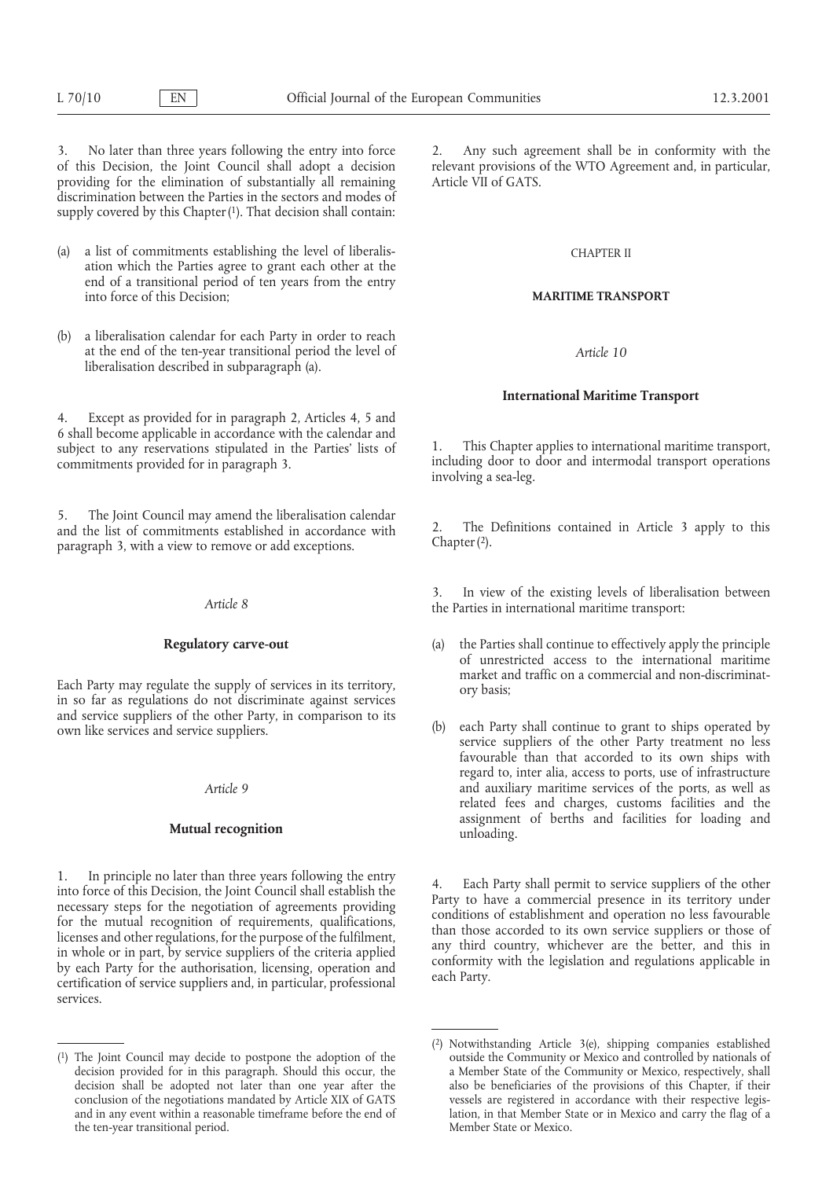3. No later than three years following the entry into force of this Decision, the Joint Council shall adopt a decision providing for the elimination of substantially all remaining discrimination between the Parties in the sectors and modes of supply covered by this Chapter [1]. That decision shall contain:

(a) a list of commitments establishing the level of liberalisation which the Parties agree to grant each other at the end of a transitional period of ten years from the entry into force of this Decision;

(b) a liberalisation calendar for each Party in order to reach at the end of the ten-year transitional period the level of liberalisation described in subparagraph (a).

4. Except as provided for in paragraph 2, Articles 4, 5 and 6 shall become applicable in accordance with the calendar and subject to any reservations stipulated in the Parties' lists of commitments provided for in paragraph 3.

5. The Joint Council may amend the liberalisation calendar and the list of commitments established in accordance with paragraph 3, with a view to remove or add exceptions.

*Article 8*

**Regulatory carve-out**

Each Party may regulate the supply of services in its territory, in so far as regulations do not discriminate against services and service suppliers of the other Party, in comparison to its own like services and service suppliers.

*Article 9*

**Mutual recognition**

1. In principle no later than three years following the entry into force of this Decision, the Joint Council shall establish the necessary steps for the negotiation of agreements providing for the mutual recognition of requirements, qualifications, licenses and other regulations, for the purpose of the fulfilment, in whole or in part, by service suppliers of the criteria applied by each Party for the authorisation, licensing, operation and certification of service suppliers and, in particular, professional services.

2. Any such agreement shall be in conformity with the relevant provisions of the WTO Agreement and, in particular, Article VII of GATS.

CHAPTER II

**MARITIME TRANSPORT**

*Article 10*

**International Maritime Transport**

1. This Chapter applies to international maritime transport, including door to door and intermodal transport operations involving a sea-leg.

2. The Definitions contained in Article 3 apply to this Chapter [2].

3. In view of the existing levels of liberalisation between the Parties in international maritime transport:

(a) the Parties shall continue to effectively apply the principle of unrestricted access to the international maritime market and traffic on a commercial and non-discriminatory basis;

(b) each Party shall continue to grant to ships operated by service suppliers of the other Party treatment no less favourable than that accorded to its own ships with regard to, inter alia, access to ports, use of infrastructure and auxiliary maritime services of the ports, as well as related fees and charges, customs facilities and the assignment of berths and facilities for loading and unloading.

4. Each Party shall permit to service suppliers of the other Party to have a commercial presence in its territory under conditions of establishment and operation no less favourable than those accorded to its own service suppliers or those of any third country, whichever are the better, and this in conformity with the legislation and regulations applicable in each Party.

---

[1] The Joint Council may decide to postpone the adoption of the decision provided for in this paragraph. Should this occur, the decision shall be adopted not later than one year after the conclusion of the negotiations mandated by Article XIX of GATS and in any event within a reasonable timeframe before the end of the ten-year transitional period.

[2] Notwithstanding Article 3(e), shipping companies established outside the Community or Mexico and controlled by nationals of a Member State of the Community or Mexico, respectively, shall also be beneficiaries of the provisions of this Chapter, if their vessels are registered in accordance with their respective legislation, in that Member State or in Mexico and carry the flag of a Member State or Mexico.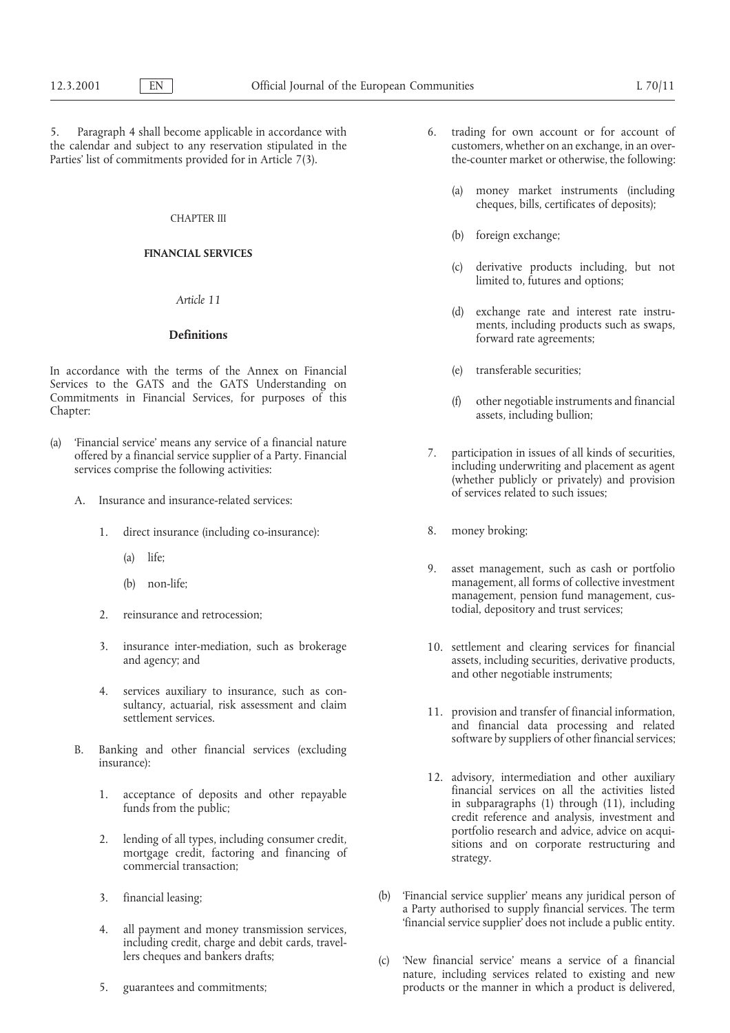5. Paragraph 4 shall become applicable in accordance with the calendar and subject to any reservation stipulated in the Parties' list of commitments provided for in Article 7(3).

CHAPTER III

**FINANCIAL SERVICES**

*Article 11*

**Definitions**

In accordance with the terms of the Annex on Financial Services to the GATS and the GATS Understanding on Commitments in Financial Services, for purposes of this Chapter:

(a) 'Financial service' means any service of a financial nature offered by a financial service supplier of a Party. Financial services comprise the following activities:

   A. Insurance and insurance-related services:

      1. direct insurance (including co-insurance):

         (a) life;

         (b) non-life;

      2. reinsurance and retrocession;

      3. insurance inter-mediation, such as brokerage and agency; and

      4. services auxiliary to insurance, such as consultancy, actuarial, risk assessment and claim settlement services.

   B. Banking and other financial services (excluding insurance):

      1. acceptance of deposits and other repayable funds from the public;

      2. lending of all types, including consumer credit, mortgage credit, factoring and financing of commercial transaction;

      3. financial leasing;

      4. all payment and money transmission services, including credit, charge and debit cards, travellers cheques and bankers drafts;

      5. guarantees and commitments;

      6. trading for own account or for account of customers, whether on an exchange, in an over-the-counter market or otherwise, the following:

         (a) money market instruments (including cheques, bills, certificates of deposits);

         (b) foreign exchange;

         (c) derivative products including, but not limited to, futures and options;

         (d) exchange rate and interest rate instruments, including products such as swaps, forward rate agreements;

         (e) transferable securities;

         (f) other negotiable instruments and financial assets, including bullion;

      7. participation in issues of all kinds of securities, including underwriting and placement as agent (whether publicly or privately) and provision of services related to such issues;

      8. money broking;

      9. asset management, such as cash or portfolio management, all forms of collective investment management, pension fund management, custodial, depository and trust services;

      10. settlement and clearing services for financial assets, including securities, derivative products, and other negotiable instruments;

      11. provision and transfer of financial information, and financial data processing and related software by suppliers of other financial services;

      12. advisory, intermediation and other auxiliary financial services on all the activities listed in subparagraphs (1) through (11), including credit reference and analysis, investment and portfolio research and advice, advice on acquisitions and on corporate restructuring and strategy.

(b) 'Financial service supplier' means any juridical person of a Party authorised to supply financial services. The term 'financial service supplier' does not include a public entity.

(c) 'New financial service' means a service of a financial nature, including services related to existing and new products or the manner in which a product is delivered,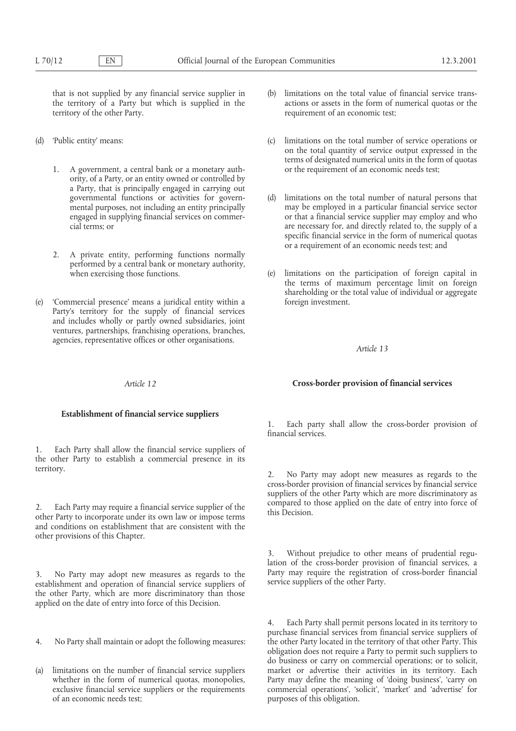that is not supplied by any financial service supplier in the territory of a Party but which is supplied in the territory of the other Party.

(d) 'Public entity' means:

1. A government, a central bank or a monetary authority, of a Party, or an entity owned or controlled by a Party, that is principally engaged in carrying out governmental functions or activities for governmental purposes, not including an entity principally engaged in supplying financial services on commercial terms; or

2. A private entity, performing functions normally performed by a central bank or monetary authority, when exercising those functions.

(e) 'Commercial presence' means a juridical entity within a Party's territory for the supply of financial services and includes wholly or partly owned subsidiaries, joint ventures, partnerships, franchising operations, branches, agencies, representative offices or other organisations.

*Article 12*

**Establishment of financial service suppliers**

1. Each Party shall allow the financial service suppliers of the other Party to establish a commercial presence in its territory.

2. Each Party may require a financial service supplier of the other Party to incorporate under its own law or impose terms and conditions on establishment that are consistent with the other provisions of this Chapter.

3. No Party may adopt new measures as regards to the establishment and operation of financial service suppliers of the other Party, which are more discriminatory than those applied on the date of entry into force of this Decision.

4. No Party shall maintain or adopt the following measures:

(a) limitations on the number of financial service suppliers whether in the form of numerical quotas, monopolies, exclusive financial service suppliers or the requirements of an economic needs test;

(b) limitations on the total value of financial service transactions or assets in the form of numerical quotas or the requirement of an economic test;

(c) limitations on the total number of service operations or on the total quantity of service output expressed in the terms of designated numerical units in the form of quotas or the requirement of an economic needs test;

(d) limitations on the total number of natural persons that may be employed in a particular financial service sector or that a financial service supplier may employ and who are necessary for, and directly related to, the supply of a specific financial service in the form of numerical quotas or a requirement of an economic needs test; and

(e) limitations on the participation of foreign capital in the terms of maximum percentage limit on foreign shareholding or the total value of individual or aggregate foreign investment.

*Article 13*

**Cross-border provision of financial services**

1. Each party shall allow the cross-border provision of financial services.

2. No Party may adopt new measures as regards to the cross-border provision of financial services by financial service suppliers of the other Party which are more discriminatory as compared to those applied on the date of entry into force of this Decision.

3. Without prejudice to other means of prudential regulation of the cross-border provision of financial services, a Party may require the registration of cross-border financial service suppliers of the other Party.

4. Each Party shall permit persons located in its territory to purchase financial services from financial service suppliers of the other Party located in the territory of that other Party. This obligation does not require a Party to permit such suppliers to do business or carry on commercial operations; or to solicit, market or advertise their activities in its territory. Each Party may define the meaning of 'doing business', 'carry on commercial operations', 'solicit', 'market' and 'advertise' for purposes of this obligation.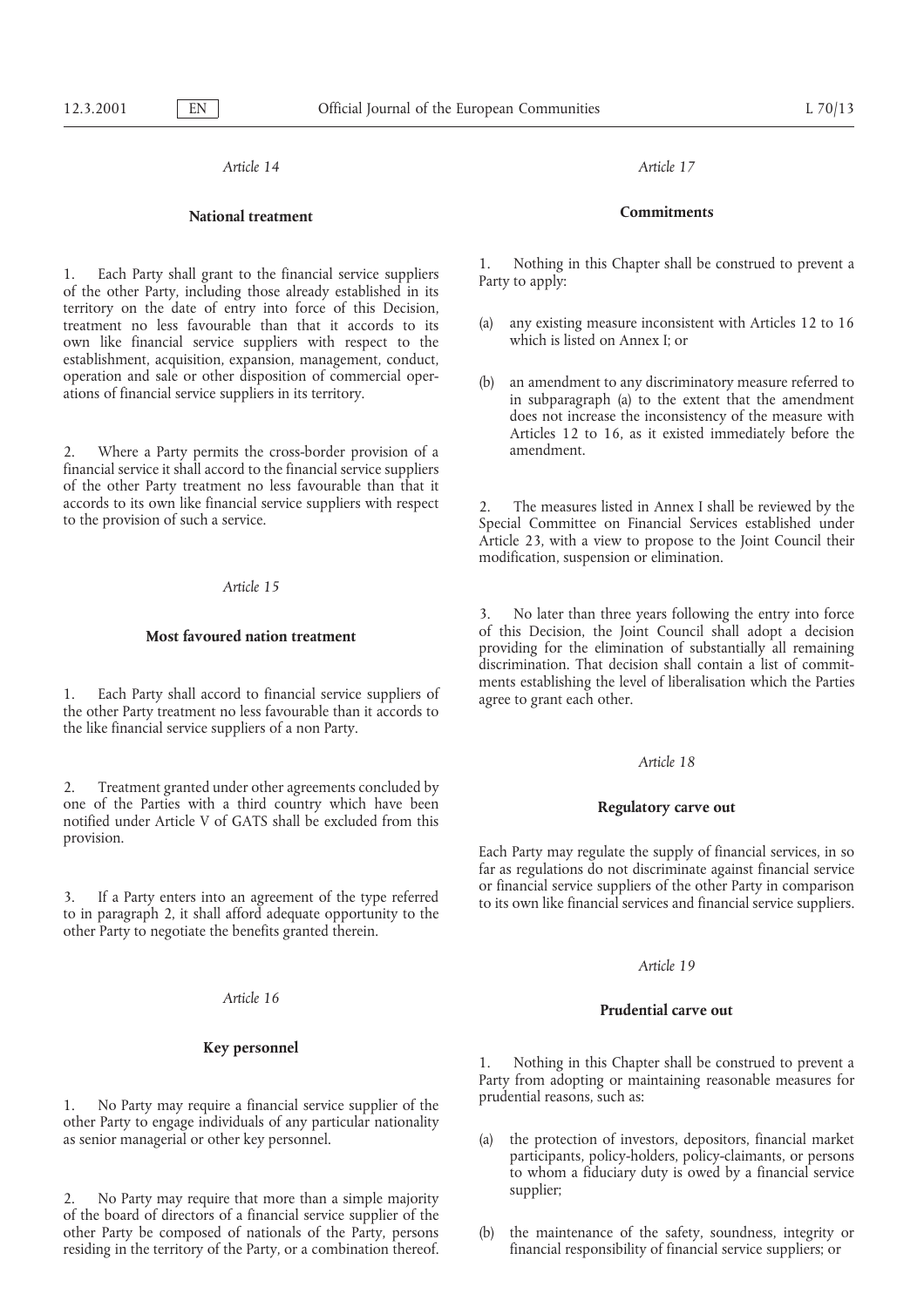*Article 14*

**National treatment**

1. Each Party shall grant to the financial service suppliers of the other Party, including those already established in its territory on the date of entry into force of this Decision, treatment no less favourable than that it accords to its own like financial service suppliers with respect to the establishment, acquisition, expansion, management, conduct, operation and sale or other disposition of commercial operations of financial service suppliers in its territory.

2. Where a Party permits the cross-border provision of a financial service it shall accord to the financial service suppliers of the other Party treatment no less favourable than that it accords to its own like financial service suppliers with respect to the provision of such a service.

*Article 15*

**Most favoured nation treatment**

1. Each Party shall accord to financial service suppliers of the other Party treatment no less favourable than it accords to the like financial service suppliers of a non Party.

2. Treatment granted under other agreements concluded by one of the Parties with a third country which have been notified under Article V of GATS shall be excluded from this provision.

3. If a Party enters into an agreement of the type referred to in paragraph 2, it shall afford adequate opportunity to the other Party to negotiate the benefits granted therein.

*Article 16*

**Key personnel**

1. No Party may require a financial service supplier of the other Party to engage individuals of any particular nationality as senior managerial or other key personnel.

2. No Party may require that more than a simple majority of the board of directors of a financial service supplier of the other Party be composed of nationals of the Party, persons residing in the territory of the Party, or a combination thereof.

*Article 17*

**Commitments**

1. Nothing in this Chapter shall be construed to prevent a Party to apply:

(a) any existing measure inconsistent with Articles 12 to 16 which is listed on Annex I; or

(b) an amendment to any discriminatory measure referred to in subparagraph (a) to the extent that the amendment does not increase the inconsistency of the measure with Articles 12 to 16, as it existed immediately before the amendment.

2. The measures listed in Annex I shall be reviewed by the Special Committee on Financial Services established under Article 23, with a view to propose to the Joint Council their modification, suspension or elimination.

3. No later than three years following the entry into force of this Decision, the Joint Council shall adopt a decision providing for the elimination of substantially all remaining discrimination. That decision shall contain a list of commitments establishing the level of liberalisation which the Parties agree to grant each other.

*Article 18*

**Regulatory carve out**

Each Party may regulate the supply of financial services, in so far as regulations do not discriminate against financial service or financial service suppliers of the other Party in comparison to its own like financial services and financial service suppliers.

*Article 19*

**Prudential carve out**

1. Nothing in this Chapter shall be construed to prevent a Party from adopting or maintaining reasonable measures for prudential reasons, such as:

(a) the protection of investors, depositors, financial market participants, policy-holders, policy-claimants, or persons to whom a fiduciary duty is owed by a financial service supplier;

(b) the maintenance of the safety, soundness, integrity or financial responsibility of financial service suppliers; or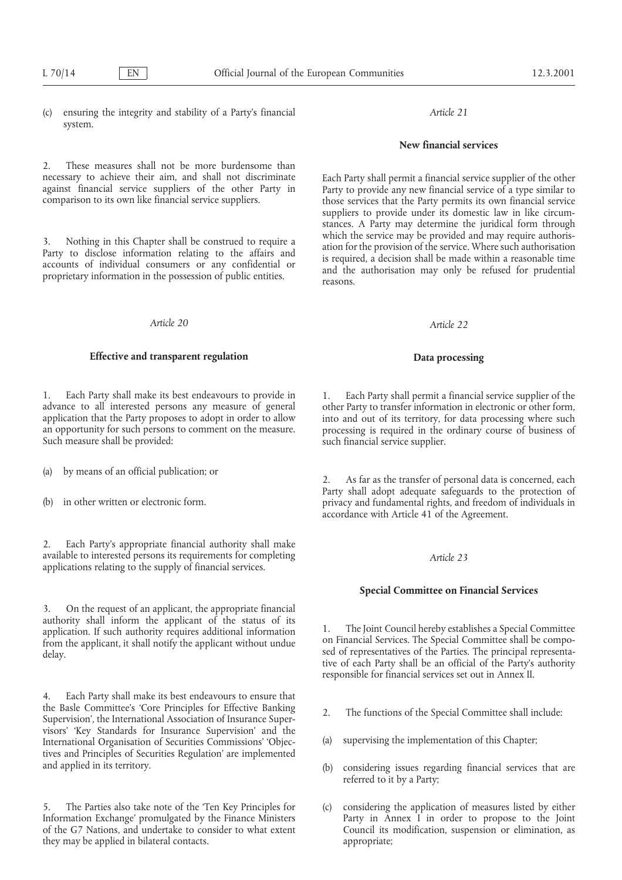(c) ensuring the integrity and stability of a Party's financial system.

2. These measures shall not be more burdensome than necessary to achieve their aim, and shall not discriminate against financial service suppliers of the other Party in comparison to its own like financial service suppliers.

3. Nothing in this Chapter shall be construed to require a Party to disclose information relating to the affairs and accounts of individual consumers or any confidential or proprietary information in the possession of public entities.

*Article 20*

**Effective and transparent regulation**

1. Each Party shall make its best endeavours to provide in advance to all interested persons any measure of general application that the Party proposes to adopt in order to allow an opportunity for such persons to comment on the measure. Such measure shall be provided:

(a) by means of an official publication; or

(b) in other written or electronic form.

2. Each Party's appropriate financial authority shall make available to interested persons its requirements for completing applications relating to the supply of financial services.

3. On the request of an applicant, the appropriate financial authority shall inform the applicant of the status of its application. If such authority requires additional information from the applicant, it shall notify the applicant without undue delay.

4. Each Party shall make its best endeavours to ensure that the Basle Committee's 'Core Principles for Effective Banking Supervision', the International Association of Insurance Supervisors' 'Key Standards for Insurance Supervision' and the International Organisation of Securities Commissions' 'Objectives and Principles of Securities Regulation' are implemented and applied in its territory.

5. The Parties also take note of the 'Ten Key Principles for Information Exchange' promulgated by the Finance Ministers of the G7 Nations, and undertake to consider to what extent they may be applied in bilateral contacts.

*Article 21*

**New financial services**

Each Party shall permit a financial service supplier of the other Party to provide any new financial service of a type similar to those services that the Party permits its own financial service suppliers to provide under its domestic law in like circumstances. A Party may determine the juridical form through which the service may be provided and may require authorisation for the provision of the service. Where such authorisation is required, a decision shall be made within a reasonable time and the authorisation may only be refused for prudential reasons.

*Article 22*

**Data processing**

1. Each Party shall permit a financial service supplier of the other Party to transfer information in electronic or other form, into and out of its territory, for data processing where such processing is required in the ordinary course of business of such financial service supplier.

2. As far as the transfer of personal data is concerned, each Party shall adopt adequate safeguards to the protection of privacy and fundamental rights, and freedom of individuals in accordance with Article 41 of the Agreement.

*Article 23*

**Special Committee on Financial Services**

1. The Joint Council hereby establishes a Special Committee on Financial Services. The Special Committee shall be composed of representatives of the Parties. The principal representative of each Party shall be an official of the Party's authority responsible for financial services set out in Annex II.

2. The functions of the Special Committee shall include:

(a) supervising the implementation of this Chapter;

(b) considering issues regarding financial services that are referred to it by a Party;

(c) considering the application of measures listed by either Party in Annex I in order to propose to the Joint Council its modification, suspension or elimination, as appropriate;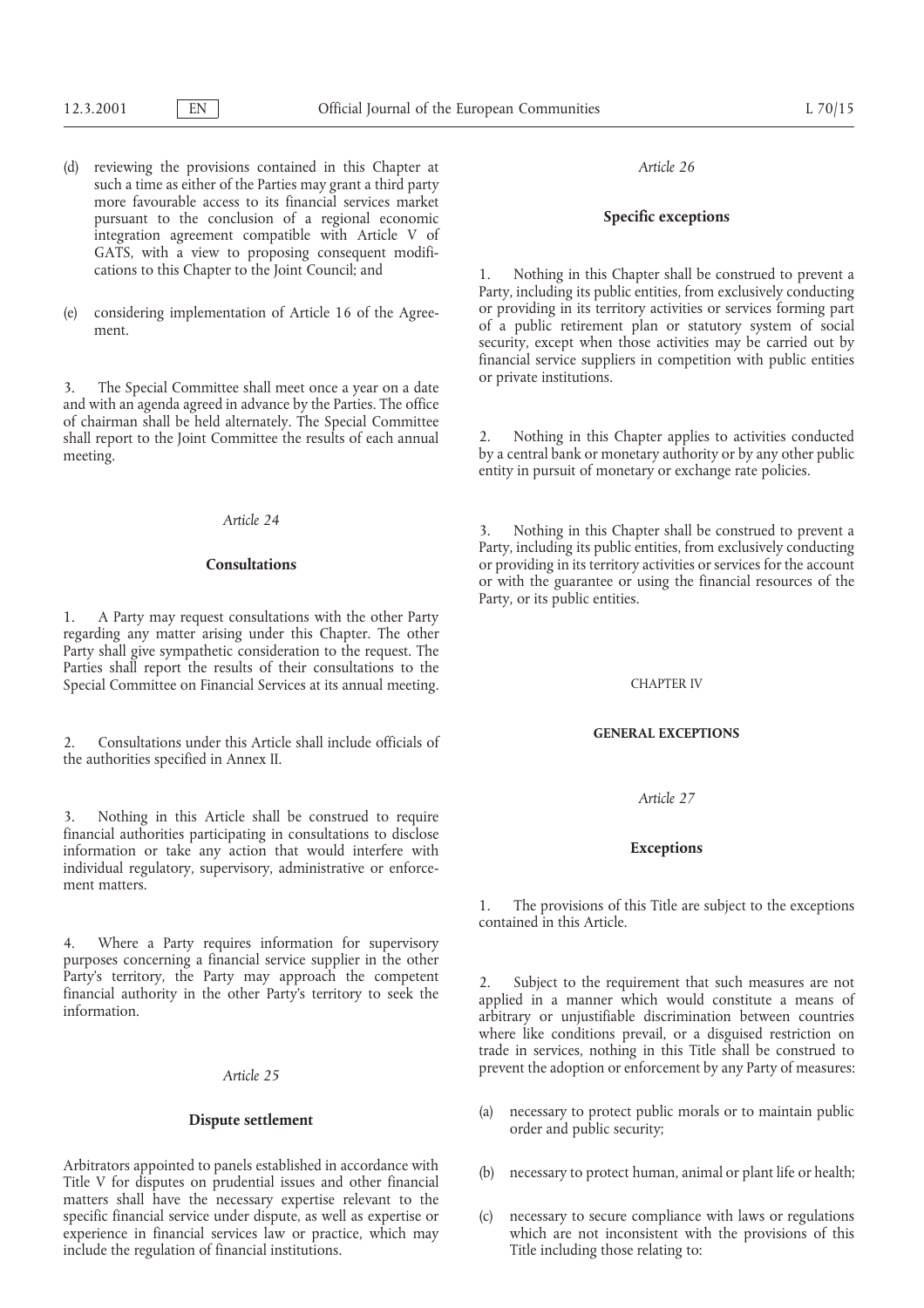(d) reviewing the provisions contained in this Chapter at such a time as either of the Parties may grant a third party more favourable access to its financial services market pursuant to the conclusion of a regional economic integration agreement compatible with Article V of GATS, with a view to proposing consequent modifications to this Chapter to the Joint Council; and

(e) considering implementation of Article 16 of the Agreement.

3. The Special Committee shall meet once a year on a date and with an agenda agreed in advance by the Parties. The office of chairman shall be held alternately. The Special Committee shall report to the Joint Committee the results of each annual meeting.

*Article 24*

**Consultations**

1. A Party may request consultations with the other Party regarding any matter arising under this Chapter. The other Party shall give sympathetic consideration to the request. The Parties shall report the results of their consultations to the Special Committee on Financial Services at its annual meeting.

2. Consultations under this Article shall include officials of the authorities specified in Annex II.

3. Nothing in this Article shall be construed to require financial authorities participating in consultations to disclose information or take any action that would interfere with individual regulatory, supervisory, administrative or enforcement matters.

4. Where a Party requires information for supervisory purposes concerning a financial service supplier in the other Party's territory, the Party may approach the competent financial authority in the other Party's territory to seek the information.

*Article 25*

**Dispute settlement**

Arbitrators appointed to panels established in accordance with Title V for disputes on prudential issues and other financial matters shall have the necessary expertise relevant to the specific financial service under dispute, as well as expertise or experience in financial services law or practice, which may include the regulation of financial institutions.

*Article 26*

**Specific exceptions**

1. Nothing in this Chapter shall be construed to prevent a Party, including its public entities, from exclusively conducting or providing in its territory activities or services forming part of a public retirement plan or statutory system of social security, except when those activities may be carried out by financial service suppliers in competition with public entities or private institutions.

2. Nothing in this Chapter applies to activities conducted by a central bank or monetary authority or by any other public entity in pursuit of monetary or exchange rate policies.

3. Nothing in this Chapter shall be construed to prevent a Party, including its public entities, from exclusively conducting or providing in its territory activities or services for the account or with the guarantee or using the financial resources of the Party, or its public entities.

CHAPTER IV

**GENERAL EXCEPTIONS**

*Article 27*

**Exceptions**

1. The provisions of this Title are subject to the exceptions contained in this Article.

2. Subject to the requirement that such measures are not applied in a manner which would constitute a means of arbitrary or unjustifiable discrimination between countries where like conditions prevail, or a disguised restriction on trade in services, nothing in this Title shall be construed to prevent the adoption or enforcement by any Party of measures:

(a) necessary to protect public morals or to maintain public order and public security;

(b) necessary to protect human, animal or plant life or health;

(c) necessary to secure compliance with laws or regulations which are not inconsistent with the provisions of this Title including those relating to: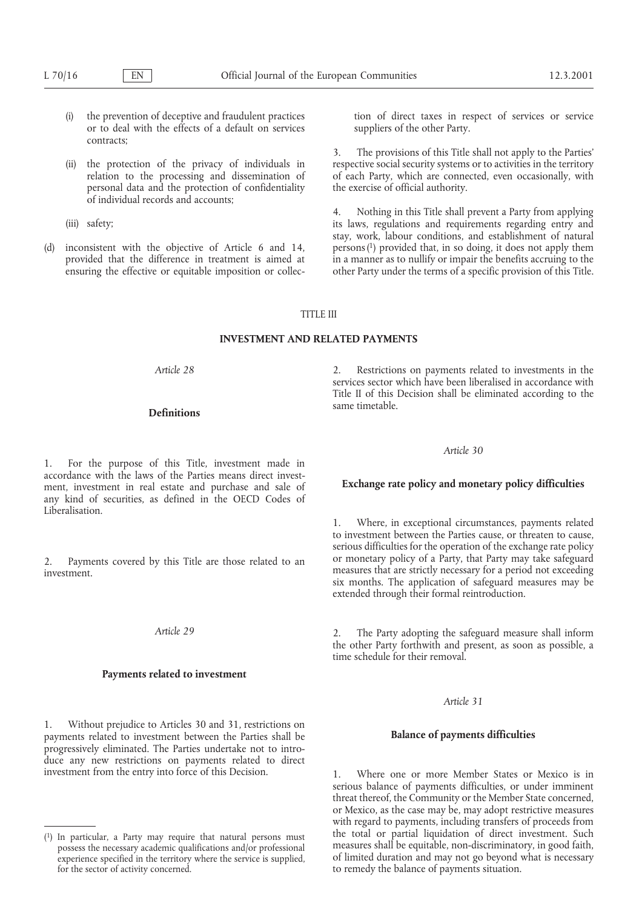(i) the prevention of deceptive and fraudulent practices or to deal with the effects of a default on services contracts;

(ii) the protection of the privacy of individuals in relation to the processing and dissemination of personal data and the protection of confidentiality of individual records and accounts;

(iii) safety;

(d) inconsistent with the objective of Article 6 and 14, provided that the difference in treatment is aimed at ensuring the effective or equitable imposition or collection of direct taxes in respect of services or service suppliers of the other Party.

3. The provisions of this Title shall not apply to the Parties' respective social security systems or to activities in the territory of each Party, which are connected, even occasionally, with the exercise of official authority.

4. Nothing in this Title shall prevent a Party from applying its laws, regulations and requirements regarding entry and stay, work, labour conditions, and establishment of natural persons [1] provided that, in so doing, it does not apply them in a manner as to nullify or impair the benefits accruing to the other Party under the terms of a specific provision of this Title.

## TITLE III

## INVESTMENT AND RELATED PAYMENTS

*Article 28*

**Definitions**

1. For the purpose of this Title, investment made in accordance with the laws of the Parties means direct investment, investment in real estate and purchase and sale of any kind of securities, as defined in the OECD Codes of Liberalisation.

2. Payments covered by this Title are those related to an investment.

*Article 29*

**Payments related to investment**

1. Without prejudice to Articles 30 and 31, restrictions on payments related to investment between the Parties shall be progressively eliminated. The Parties undertake not to introduce any new restrictions on payments related to direct investment from the entry into force of this Decision.

2. Restrictions on payments related to investments in the services sector which have been liberalised in accordance with Title II of this Decision shall be eliminated according to the same timetable.

*Article 30*

**Exchange rate policy and monetary policy difficulties**

1. Where, in exceptional circumstances, payments related to investment between the Parties cause, or threaten to cause, serious difficulties for the operation of the exchange rate policy or monetary policy of a Party, that Party may take safeguard measures that are strictly necessary for a period not exceeding six months. The application of safeguard measures may be extended through their formal reintroduction.

2. The Party adopting the safeguard measure shall inform the other Party forthwith and present, as soon as possible, a time schedule for their removal.

*Article 31*

**Balance of payments difficulties**

1. Where one or more Member States or Mexico is in serious balance of payments difficulties, or under imminent threat thereof, the Community or the Member State concerned, or Mexico, as the case may be, may adopt restrictive measures with regard to payments, including transfers of proceeds from the total or partial liquidation of direct investment. Such measures shall be equitable, non-discriminatory, in good faith, of limited duration and may not go beyond what is necessary to remedy the balance of payments situation.

---

[1] In particular, a Party may require that natural persons must possess the necessary academic qualifications and/or professional experience specified in the territory where the service is supplied, for the sector of activity concerned.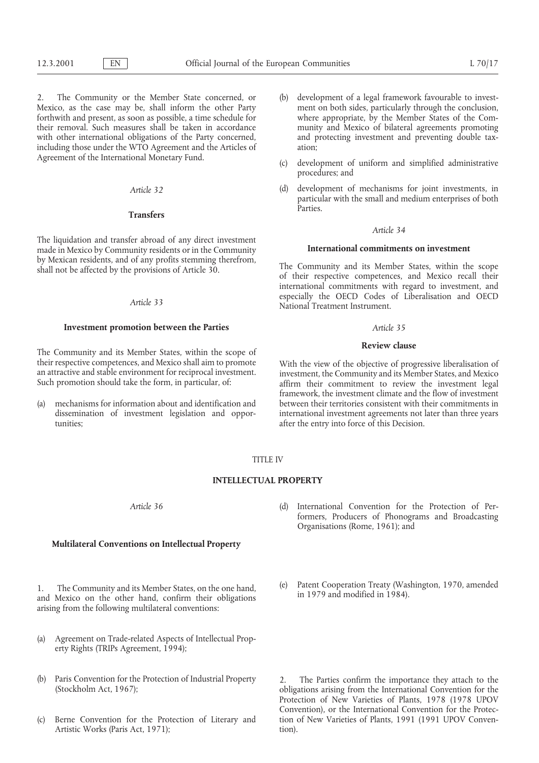2. The Community or the Member State concerned, or Mexico, as the case may be, shall inform the other Party forthwith and present, as soon as possible, a time schedule for their removal. Such measures shall be taken in accordance with other international obligations of the Party concerned, including those under the WTO Agreement and the Articles of Agreement of the International Monetary Fund.

*Article 32*

**Transfers**

The liquidation and transfer abroad of any direct investment made in Mexico by Community residents or in the Community by Mexican residents, and of any profits stemming therefrom, shall not be affected by the provisions of Article 30.

*Article 33*

**Investment promotion between the Parties**

The Community and its Member States, within the scope of their respective competences, and Mexico shall aim to promote an attractive and stable environment for reciprocal investment. Such promotion should take the form, in particular, of:

(a) mechanisms for information about and identification and dissemination of investment legislation and opportunities;

(b) development of a legal framework favourable to investment on both sides, particularly through the conclusion, where appropriate, by the Member States of the Community and Mexico of bilateral agreements promoting and protecting investment and preventing double taxation;

(c) development of uniform and simplified administrative procedures; and

(d) development of mechanisms for joint investments, in particular with the small and medium enterprises of both Parties.

*Article 34*

**International commitments on investment**

The Community and its Member States, within the scope of their respective competences, and Mexico recall their international commitments with regard to investment, and especially the OECD Codes of Liberalisation and OECD National Treatment Instrument.

*Article 35*

**Review clause**

With the view of the objective of progressive liberalisation of investment, the Community and its Member States, and Mexico affirm their commitment to review the investment legal framework, the investment climate and the flow of investment between their territories consistent with their commitments in international investment agreements not later than three years after the entry into force of this Decision.

TITLE IV

**INTELLECTUAL PROPERTY**

*Article 36*

**Multilateral Conventions on Intellectual Property**

1. The Community and its Member States, on the one hand, and Mexico on the other hand, confirm their obligations arising from the following multilateral conventions:

(a) Agreement on Trade-related Aspects of Intellectual Property Rights (TRIPs Agreement, 1994);

(b) Paris Convention for the Protection of Industrial Property (Stockholm Act, 1967);

(c) Berne Convention for the Protection of Literary and Artistic Works (Paris Act, 1971);

(d) International Convention for the Protection of Performers, Producers of Phonograms and Broadcasting Organisations (Rome, 1961); and

(e) Patent Cooperation Treaty (Washington, 1970, amended in 1979 and modified in 1984).

2. The Parties confirm the importance they attach to the obligations arising from the International Convention for the Protection of New Varieties of Plants, 1978 (1978 UPOV Convention), or the International Convention for the Protection of New Varieties of Plants, 1991 (1991 UPOV Convention).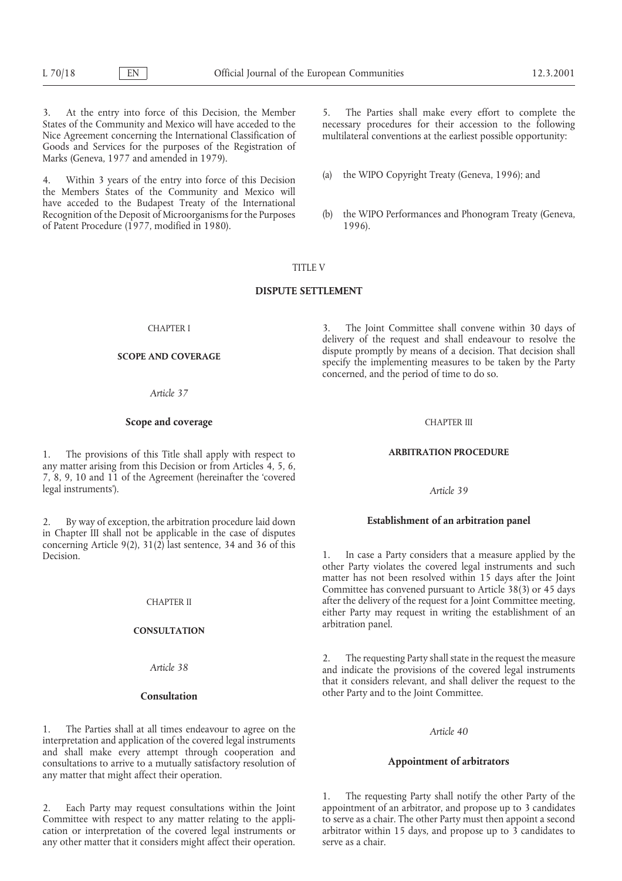3. At the entry into force of this Decision, the Member States of the Community and Mexico will have acceded to the Nice Agreement concerning the International Classification of Goods and Services for the purposes of the Registration of Marks (Geneva, 1977 and amended in 1979).

4. Within 3 years of the entry into force of this Decision the Members States of the Community and Mexico will have acceded to the Budapest Treaty of the International Recognition of the Deposit of Microorganisms for the Purposes of Patent Procedure (1977, modified in 1980).

5. The Parties shall make every effort to complete the necessary procedures for their accession to the following multilateral conventions at the earliest possible opportunity:

(a) the WIPO Copyright Treaty (Geneva, 1996); and

(b) the WIPO Performances and Phonogram Treaty (Geneva, 1996).

TITLE V

# DISPUTE SETTLEMENT

CHAPTER I

## SCOPE AND COVERAGE

*Article 37*

### Scope and coverage

1. The provisions of this Title shall apply with respect to any matter arising from this Decision or from Articles 4, 5, 6, 7, 8, 9, 10 and 11 of the Agreement (hereinafter the 'covered legal instruments').

2. By way of exception, the arbitration procedure laid down in Chapter III shall not be applicable in the case of disputes concerning Article 9(2), 31(2) last sentence, 34 and 36 of this Decision.

CHAPTER II

## CONSULTATION

*Article 38*

### Consultation

1. The Parties shall at all times endeavour to agree on the interpretation and application of the covered legal instruments and shall make every attempt through cooperation and consultations to arrive to a mutually satisfactory resolution of any matter that might affect their operation.

2. Each Party may request consultations within the Joint Committee with respect to any matter relating to the application or interpretation of the covered legal instruments or any other matter that it considers might affect their operation.

3. The Joint Committee shall convene within 30 days of delivery of the request and shall endeavour to resolve the dispute promptly by means of a decision. That decision shall specify the implementing measures to be taken by the Party concerned, and the period of time to do so.

CHAPTER III

## ARBITRATION PROCEDURE

*Article 39*

### Establishment of an arbitration panel

1. In case a Party considers that a measure applied by the other Party violates the covered legal instruments and such matter has not been resolved within 15 days after the Joint Committee has convened pursuant to Article 38(3) or 45 days after the delivery of the request for a Joint Committee meeting, either Party may request in writing the establishment of an arbitration panel.

2. The requesting Party shall state in the request the measure and indicate the provisions of the covered legal instruments that it considers relevant, and shall deliver the request to the other Party and to the Joint Committee.

*Article 40*

### Appointment of arbitrators

1. The requesting Party shall notify the other Party of the appointment of an arbitrator, and propose up to 3 candidates to serve as a chair. The other Party must then appoint a second arbitrator within 15 days, and propose up to 3 candidates to serve as a chair.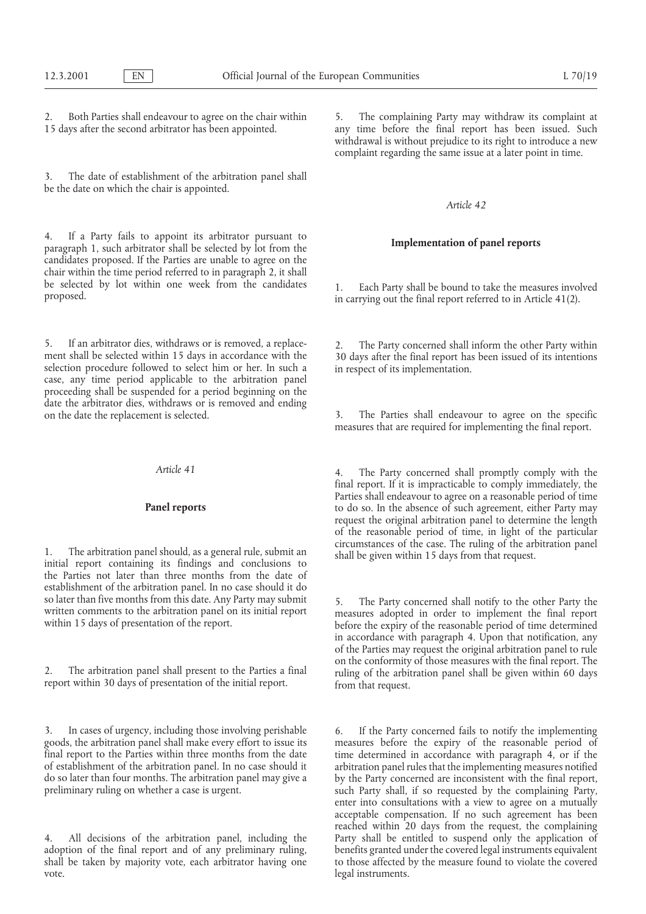2. Both Parties shall endeavour to agree on the chair within 15 days after the second arbitrator has been appointed.

3. The date of establishment of the arbitration panel shall be the date on which the chair is appointed.

4. If a Party fails to appoint its arbitrator pursuant to paragraph 1, such arbitrator shall be selected by lot from the candidates proposed. If the Parties are unable to agree on the chair within the time period referred to in paragraph 2, it shall be selected by lot within one week from the candidates proposed.

5. If an arbitrator dies, withdraws or is removed, a replacement shall be selected within 15 days in accordance with the selection procedure followed to select him or her. In such a case, any time period applicable to the arbitration panel proceeding shall be suspended for a period beginning on the date the arbitrator dies, withdraws or is removed and ending on the date the replacement is selected.

*Article 41*

**Panel reports**

1. The arbitration panel should, as a general rule, submit an initial report containing its findings and conclusions to the Parties not later than three months from the date of establishment of the arbitration panel. In no case should it do so later than five months from this date. Any Party may submit written comments to the arbitration panel on its initial report within 15 days of presentation of the report.

2. The arbitration panel shall present to the Parties a final report within 30 days of presentation of the initial report.

3. In cases of urgency, including those involving perishable goods, the arbitration panel shall make every effort to issue its final report to the Parties within three months from the date of establishment of the arbitration panel. In no case should it do so later than four months. The arbitration panel may give a preliminary ruling on whether a case is urgent.

4. All decisions of the arbitration panel, including the adoption of the final report and of any preliminary ruling, shall be taken by majority vote, each arbitrator having one vote.

5. The complaining Party may withdraw its complaint at any time before the final report has been issued. Such withdrawal is without prejudice to its right to introduce a new complaint regarding the same issue at a later point in time.

*Article 42*

**Implementation of panel reports**

1. Each Party shall be bound to take the measures involved in carrying out the final report referred to in Article 41(2).

2. The Party concerned shall inform the other Party within 30 days after the final report has been issued of its intentions in respect of its implementation.

3. The Parties shall endeavour to agree on the specific measures that are required for implementing the final report.

4. The Party concerned shall promptly comply with the final report. If it is impracticable to comply immediately, the Parties shall endeavour to agree on a reasonable period of time to do so. In the absence of such agreement, either Party may request the original arbitration panel to determine the length of the reasonable period of time, in light of the particular circumstances of the case. The ruling of the arbitration panel shall be given within 15 days from that request.

5. The Party concerned shall notify to the other Party the measures adopted in order to implement the final report before the expiry of the reasonable period of time determined in accordance with paragraph 4. Upon that notification, any of the Parties may request the original arbitration panel to rule on the conformity of those measures with the final report. The ruling of the arbitration panel shall be given within 60 days from that request.

6. If the Party concerned fails to notify the implementing measures before the expiry of the reasonable period of time determined in accordance with paragraph 4, or if the arbitration panel rules that the implementing measures notified by the Party concerned are inconsistent with the final report, such Party shall, if so requested by the complaining Party, enter into consultations with a view to agree on a mutually acceptable compensation. If no such agreement has been reached within 20 days from the request, the complaining Party shall be entitled to suspend only the application of benefits granted under the covered legal instruments equivalent to those affected by the measure found to violate the covered legal instruments.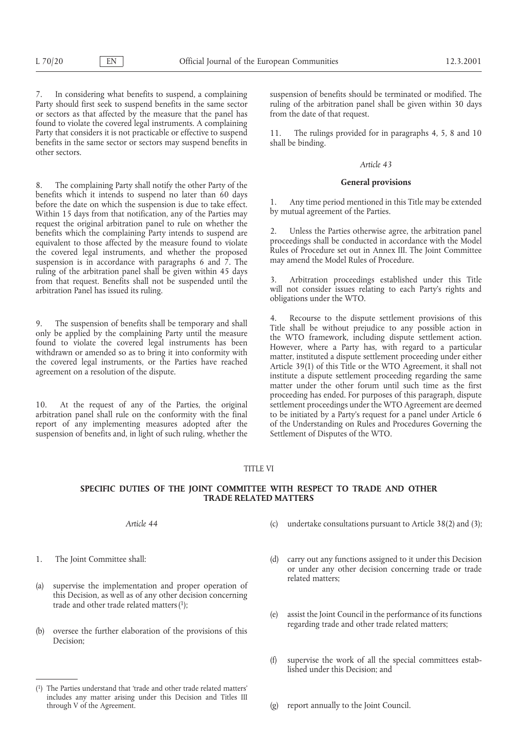7. In considering what benefits to suspend, a complaining Party should first seek to suspend benefits in the same sector or sectors as that affected by the measure that the panel has found to violate the covered legal instruments. A complaining Party that considers it is not practicable or effective to suspend benefits in the same sector or sectors may suspend benefits in other sectors.

8. The complaining Party shall notify the other Party of the benefits which it intends to suspend no later than 60 days before the date on which the suspension is due to take effect. Within 15 days from that notification, any of the Parties may request the original arbitration panel to rule on whether the benefits which the complaining Party intends to suspend are equivalent to those affected by the measure found to violate the covered legal instruments, and whether the proposed suspension is in accordance with paragraphs 6 and 7. The ruling of the arbitration panel shall be given within 45 days from that request. Benefits shall not be suspended until the arbitration Panel has issued its ruling.

9. The suspension of benefits shall be temporary and shall only be applied by the complaining Party until the measure found to violate the covered legal instruments has been withdrawn or amended so as to bring it into conformity with the covered legal instruments, or the Parties have reached agreement on a resolution of the dispute.

10. At the request of any of the Parties, the original arbitration panel shall rule on the conformity with the final report of any implementing measures adopted after the suspension of benefits and, in light of such ruling, whether the suspension of benefits should be terminated or modified. The ruling of the arbitration panel shall be given within 30 days from the date of that request.

11. The rulings provided for in paragraphs 4, 5, 8 and 10 shall be binding.

*Article 43*

**General provisions**

1. Any time period mentioned in this Title may be extended by mutual agreement of the Parties.

2. Unless the Parties otherwise agree, the arbitration panel proceedings shall be conducted in accordance with the Model Rules of Procedure set out in Annex III. The Joint Committee may amend the Model Rules of Procedure.

3. Arbitration proceedings established under this Title will not consider issues relating to each Party's rights and obligations under the WTO.

4. Recourse to the dispute settlement provisions of this Title shall be without prejudice to any possible action in the WTO framework, including dispute settlement action. However, where a Party has, with regard to a particular matter, instituted a dispute settlement proceeding under either Article 39(1) of this Title or the WTO Agreement, it shall not institute a dispute settlement proceeding regarding the same matter under the other forum until such time as the first proceeding has ended. For purposes of this paragraph, dispute settlement proceedings under the WTO Agreement are deemed to be initiated by a Party's request for a panel under Article 6 of the Understanding on Rules and Procedures Governing the Settlement of Disputes of the WTO.

TITLE VI

## SPECIFIC DUTIES OF THE JOINT COMMITTEE WITH RESPECT TO TRADE AND OTHER TRADE RELATED MATTERS

*Article 44*

1. The Joint Committee shall:

(a) supervise the implementation and proper operation of this Decision, as well as of any other decision concerning trade and other trade related matters [1];

(b) oversee the further elaboration of the provisions of this Decision;

(c) undertake consultations pursuant to Article 38(2) and (3);

(d) carry out any functions assigned to it under this Decision or under any other decision concerning trade or trade related matters;

(e) assist the Joint Council in the performance of its functions regarding trade and other trade related matters;

(f) supervise the work of all the special committees established under this Decision; and

(g) report annually to the Joint Council.

[1] The Parties understand that 'trade and other trade related matters' includes any matter arising under this Decision and Titles III through V of the Agreement.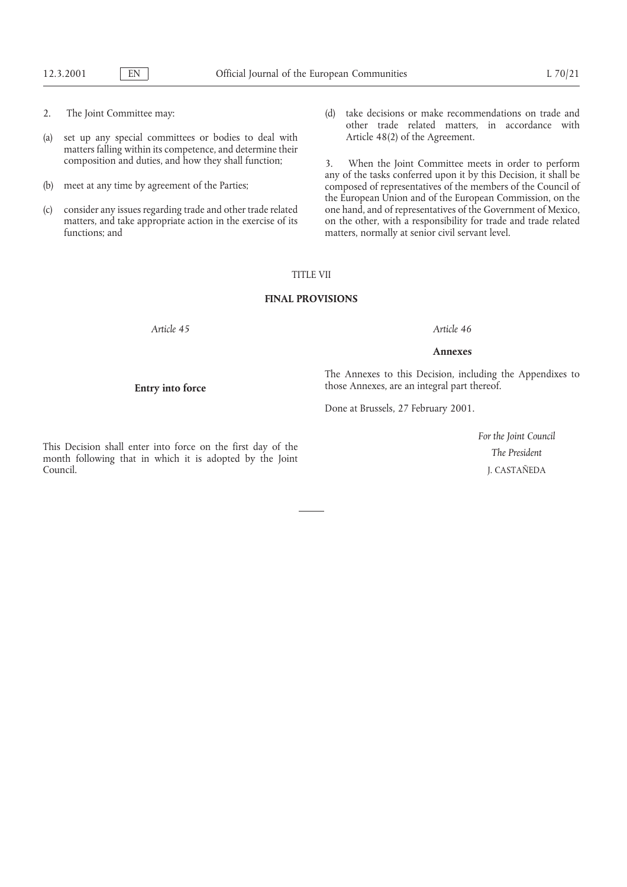2. The Joint Committee may:

(a) set up any special committees or bodies to deal with matters falling within its competence, and determine their composition and duties, and how they shall function;

(b) meet at any time by agreement of the Parties;

(c) consider any issues regarding trade and other trade related matters, and take appropriate action in the exercise of its functions; and

(d) take decisions or make recommendations on trade and other trade related matters, in accordance with Article 48(2) of the Agreement.

3. When the Joint Committee meets in order to perform any of the tasks conferred upon it by this Decision, it shall be composed of representatives of the members of the Council of the European Union and of the European Commission, on the one hand, and of representatives of the Government of Mexico, on the other, with a responsibility for trade and trade related matters, normally at senior civil servant level.

## TITLE VII

## FINAL PROVISIONS

*Article 45*

**Entry into force**

This Decision shall enter into force on the first day of the month following that in which it is adopted by the Joint Council.

*Article 46*

**Annexes**

The Annexes to this Decision, including the Appendixes to those Annexes, are an integral part thereof.

Done at Brussels, 27 February 2001.

*For the Joint Council*

*The President*

J. CASTAÑEDA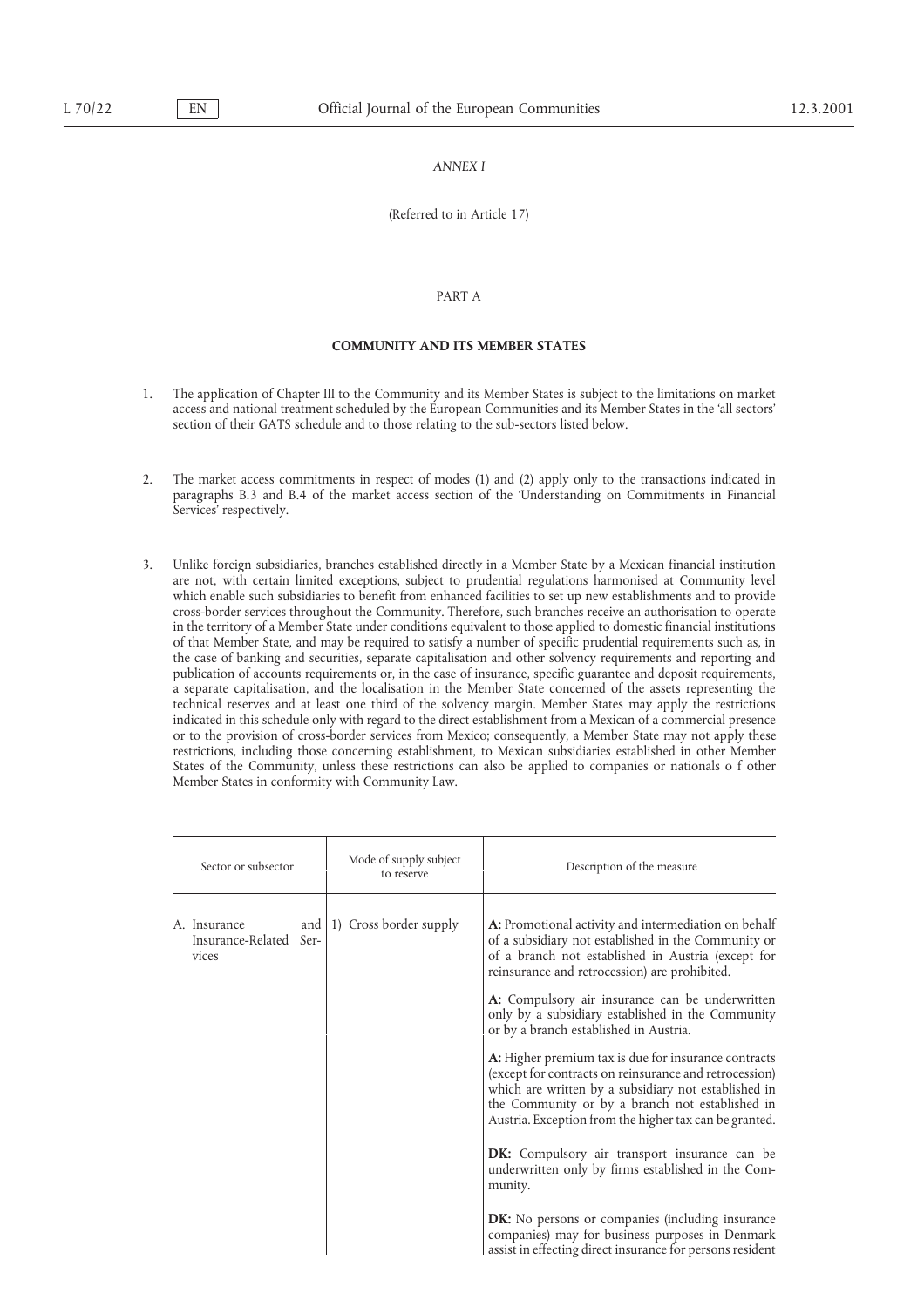*ANNEX I*

(Referred to in Article 17)

PART A

**COMMUNITY AND ITS MEMBER STATES**

1. The application of Chapter III to the Community and its Member States is subject to the limitations on market access and national treatment scheduled by the European Communities and its Member States in the 'all sectors' section of their GATS schedule and to those relating to the sub-sectors listed below.

2. The market access commitments in respect of modes (1) and (2) apply only to the transactions indicated in paragraphs B.3 and B.4 of the market access section of the 'Understanding on Commitments in Financial Services' respectively.

3. Unlike foreign subsidiaries, branches established directly in a Member State by a Mexican financial institution are not, with certain limited exceptions, subject to prudential regulations harmonised at Community level which enable such subsidiaries to benefit from enhanced facilities to set up new establishments and to provide cross-border services throughout the Community. Therefore, such branches receive an authorisation to operate in the territory of a Member State under conditions equivalent to those applied to domestic financial institutions of that Member State, and may be required to satisfy a number of specific prudential requirements such as, in the case of banking and securities, separate capitalisation and other solvency requirements and reporting and publication of accounts requirements or, in the case of insurance, specific guarantee and deposit requirements, a separate capitalisation, and the localisation in the Member State concerned of the assets representing the technical reserves and at least one third of the solvency margin. Member States may apply the restrictions indicated in this schedule only with regard to the direct establishment from a Mexican of a commercial presence or to the provision of cross-border services from Mexico; consequently, a Member State may not apply these restrictions, including those concerning establishment, to Mexican subsidiaries established in other Member States of the Community, unless these restrictions can also be applied to companies or nationals o f other Member States in conformity with Community Law.

| Sector or subsector | Mode of supply subject to reserve | Description of the measure |
|---|---|---|
| A. Insurance and Insurance-Related Services | 1) Cross border supply | **A:** Promotional activity and intermediation on behalf of a subsidiary not established in the Community or of a branch not established in Austria (except for reinsurance and retrocession) are prohibited. |
| | | **A:** Compulsory air insurance can be underwritten only by a subsidiary established in the Community or by a branch established in Austria. |
| | | **A:** Higher premium tax is due for insurance contracts (except for contracts on reinsurance and retrocession) which are written by a subsidiary not established in the Community or by a branch not established in Austria. Exception from the higher tax can be granted. |
| | | **DK:** Compulsory air transport insurance can be underwritten only by firms established in the Community. |
| | | **DK:** No persons or companies (including insurance companies) may for business purposes in Denmark assist in effecting direct insurance for persons resident |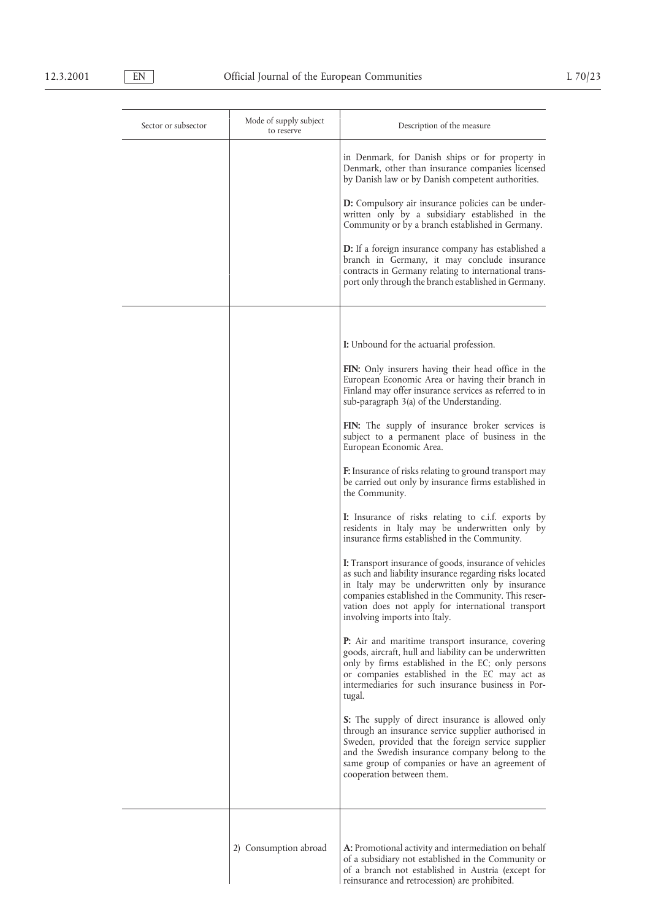| Sector or subsector | Mode of supply subject to reserve | Description of the measure |
|---|---|---|
| | | in Denmark, for Danish ships or for property in Denmark, other than insurance companies licensed by Danish law or by Danish competent authorities.<br><br>**D:** Compulsory air insurance policies can be underwritten only by a subsidiary established in the Community or by a branch established in Germany.<br><br>**D:** If a foreign insurance company has established a branch in Germany, it may conclude insurance contracts in Germany relating to international transport only through the branch established in Germany. |
| | | **I:** Unbound for the actuarial profession.<br><br>**FIN:** Only insurers having their head office in the European Economic Area or having their branch in Finland may offer insurance services as referred to in sub-paragraph 3(a) of the Understanding.<br><br>**FIN:** The supply of insurance broker services is subject to a permanent place of business in the European Economic Area.<br><br>**F:** Insurance of risks relating to ground transport may be carried out only by insurance firms established in the Community.<br><br>**I:** Insurance of risks relating to c.i.f. exports by residents in Italy may be underwritten only by insurance firms established in the Community.<br><br>**I:** Transport insurance of goods, insurance of vehicles as such and liability insurance regarding risks located in Italy may be underwritten only by insurance companies established in the Community. This reservation does not apply for international transport involving imports into Italy.<br><br>**P:** Air and maritime transport insurance, covering goods, aircraft, hull and liability can be underwritten only by firms established in the EC; only persons or companies established in the EC may act as intermediaries for such insurance business in Portugal.<br><br>**S:** The supply of direct insurance is allowed only through an insurance service supplier authorised in Sweden, provided that the foreign service supplier and the Swedish insurance company belong to the same group of companies or have an agreement of cooperation between them. |
| | 2) Consumption abroad | **A:** Promotional activity and intermediation on behalf of a subsidiary not established in the Community or of a branch not established in Austria (except for reinsurance and retrocession) are prohibited. |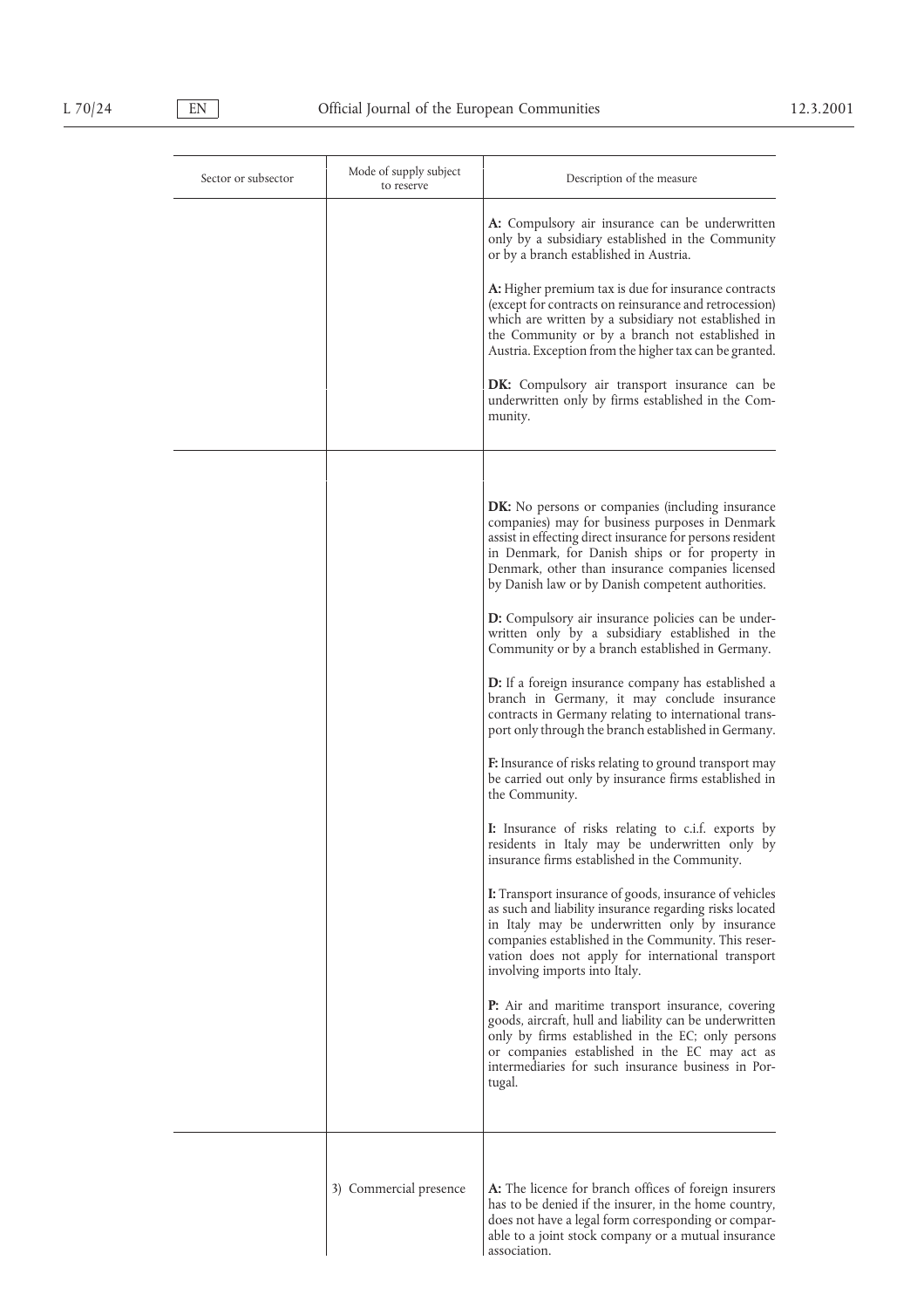| Sector or subsector | Mode of supply subject to reserve | Description of the measure |
|---|---|---|
| | | **A:** Compulsory air insurance can be underwritten only by a subsidiary established in the Community or by a branch established in Austria.<br><br>**A:** Higher premium tax is due for insurance contracts (except for contracts on reinsurance and retrocession) which are written by a subsidiary not established in the Community or by a branch not established in Austria. Exception from the higher tax can be granted.<br><br>**DK:** Compulsory air transport insurance can be underwritten only by firms established in the Community. |
| | | **DK:** No persons or companies (including insurance companies) may for business purposes in Denmark assist in effecting direct insurance for persons resident in Denmark, for Danish ships or for property in Denmark, other than insurance companies licensed by Danish law or by Danish competent authorities.<br><br>**D:** Compulsory air insurance policies can be underwritten only by a subsidiary established in the Community or by a branch established in Germany.<br><br>**D:** If a foreign insurance company has established a branch in Germany, it may conclude insurance contracts in Germany relating to international transport only through the branch established in Germany.<br><br>**F:** Insurance of risks relating to ground transport may be carried out only by insurance firms established in the Community.<br><br>**I:** Insurance of risks relating to c.i.f. exports by residents in Italy may be underwritten only by insurance firms established in the Community.<br><br>**I:** Transport insurance of goods, insurance of vehicles as such and liability insurance regarding risks located in Italy may be underwritten only by insurance companies established in the Community. This reservation does not apply for international transport involving imports into Italy.<br><br>**P:** Air and maritime transport insurance, covering goods, aircraft, hull and liability can be underwritten only by firms established in the EC; only persons or companies established in the EC may act as intermediaries for such insurance business in Portugal. |
| | 3) Commercial presence | **A:** The licence for branch offices of foreign insurers has to be denied if the insurer, in the home country, does not have a legal form corresponding or comparable to a joint stock company or a mutual insurance association. |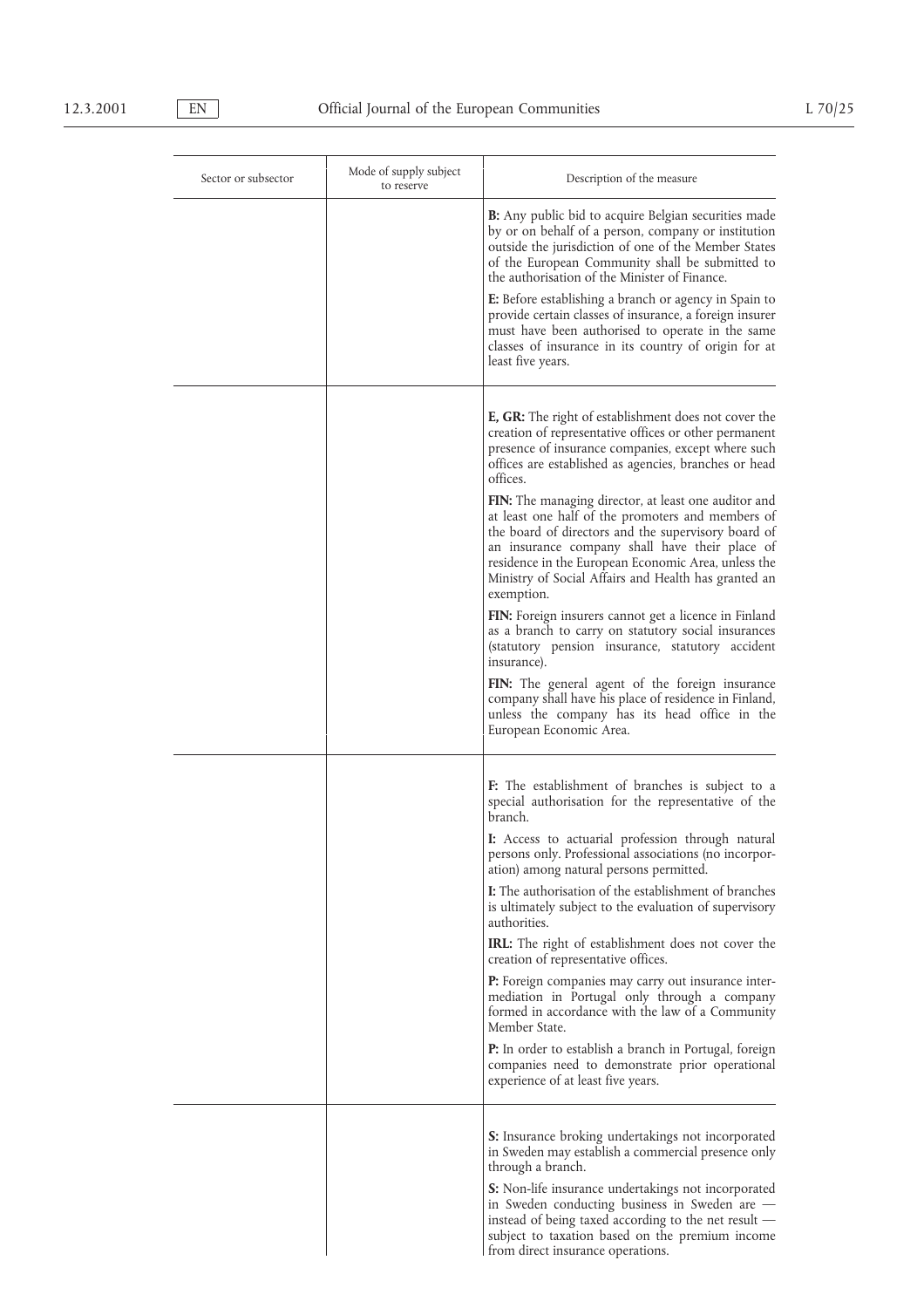| Sector or subsector | Mode of supply subject to reserve | Description of the measure |
|---|---|---|
| | | **B:** Any public bid to acquire Belgian securities made by or on behalf of a person, company or institution outside the jurisdiction of one of the Member States of the European Community shall be submitted to the authorisation of the Minister of Finance.<br><br>**E:** Before establishing a branch or agency in Spain to provide certain classes of insurance, a foreign insurer must have been authorised to operate in the same classes of insurance in its country of origin for at least five years. |
| | | **E, GR:** The right of establishment does not cover the creation of representative offices or other permanent presence of insurance companies, except where such offices are established as agencies, branches or head offices.<br><br>**FIN:** The managing director, at least one auditor and at least one half of the promoters and members of the board of directors and the supervisory board of an insurance company shall have their place of residence in the European Economic Area, unless the Ministry of Social Affairs and Health has granted an exemption.<br><br>**FIN:** Foreign insurers cannot get a licence in Finland as a branch to carry on statutory social insurances (statutory pension insurance, statutory accident insurance).<br><br>**FIN:** The general agent of the foreign insurance company shall have his place of residence in Finland, unless the company has its head office in the European Economic Area. |
| | | **F:** The establishment of branches is subject to a special authorisation for the representative of the branch.<br><br>**I:** Access to actuarial profession through natural persons only. Professional associations (no incorporation) among natural persons permitted.<br><br>**I:** The authorisation of the establishment of branches is ultimately subject to the evaluation of supervisory authorities.<br><br>**IRL:** The right of establishment does not cover the creation of representative offices.<br><br>**P:** Foreign companies may carry out insurance intermediation in Portugal only through a company formed in accordance with the law of a Community Member State.<br><br>**P:** In order to establish a branch in Portugal, foreign companies need to demonstrate prior operational experience of at least five years. |
| | | **S:** Insurance broking undertakings not incorporated in Sweden may establish a commercial presence only through a branch.<br><br>**S:** Non-life insurance undertakings not incorporated in Sweden conducting business in Sweden are — instead of being taxed according to the net result — subject to taxation based on the premium income from direct insurance operations. |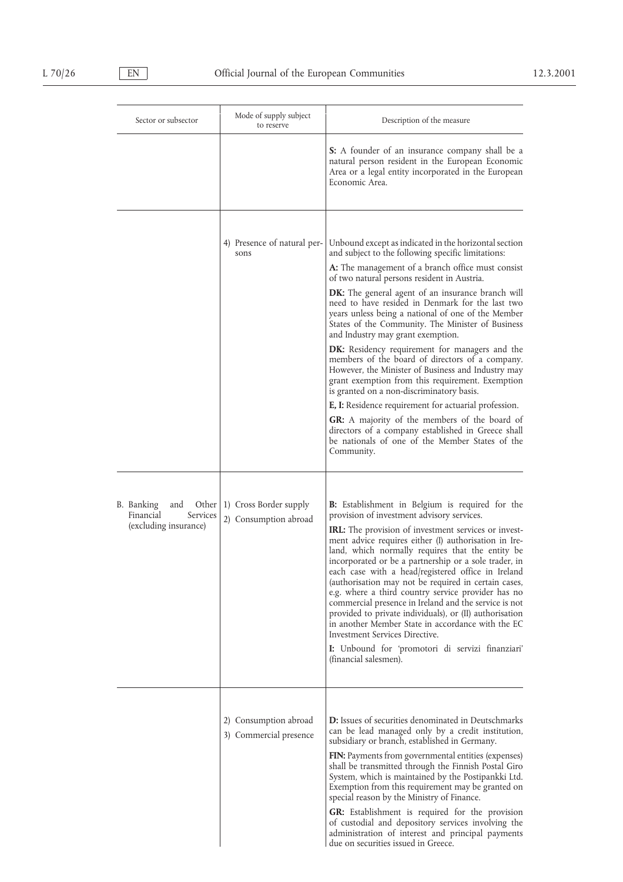| Sector or subsector | Mode of supply subject to reserve | Description of the measure |
|---|---|---|
| | | **S:** A founder of an insurance company shall be a natural person resident in the European Economic Area or a legal entity incorporated in the European Economic Area. |
| | 4) Presence of natural persons | Unbound except as indicated in the horizontal section and subject to the following specific limitations:<br>**A:** The management of a branch office must consist of two natural persons resident in Austria.<br>**DK:** The general agent of an insurance branch will need to have resided in Denmark for the last two years unless being a national of one of the Member States of the Community. The Minister of Business and Industry may grant exemption.<br>**DK:** Residency requirement for managers and the members of the board of directors of a company. However, the Minister of Business and Industry may grant exemption from this requirement. Exemption is granted on a non-discriminatory basis.<br>**E, I:** Residence requirement for actuarial profession.<br>**GR:** A majority of the members of the board of directors of a company established in Greece shall be nationals of one of the Member States of the Community. |
| B. Banking and Other Financial Services (excluding insurance) | 1) Cross Border supply<br>2) Consumption abroad | **B:** Establishment in Belgium is required for the provision of investment advisory services.<br>**IRL:** The provision of investment services or investment advice requires either (I) authorisation in Ireland, which normally requires that the entity be incorporated or be a partnership or a sole trader, in each case with a head/registered office in Ireland (authorisation may not be required in certain cases, e.g. where a third country service provider has no commercial presence in Ireland and the service is not provided to private individuals), or (II) authorisation in another Member State in accordance with the EC Investment Services Directive.<br>**I:** Unbound for 'promotori di servizi finanziari' (financial salesmen). |
| | 2) Consumption abroad<br>3) Commercial presence | **D:** Issues of securities denominated in Deutschmarks can be lead managed only by a credit institution, subsidiary or branch, established in Germany.<br>**FIN:** Payments from governmental entities (expenses) shall be transmitted through the Finnish Postal Giro System, which is maintained by the Postipankki Ltd. Exemption from this requirement may be granted on special reason by the Ministry of Finance.<br>**GR:** Establishment is required for the provision of custodial and depository services involving the administration of interest and principal payments due on securities issued in Greece. |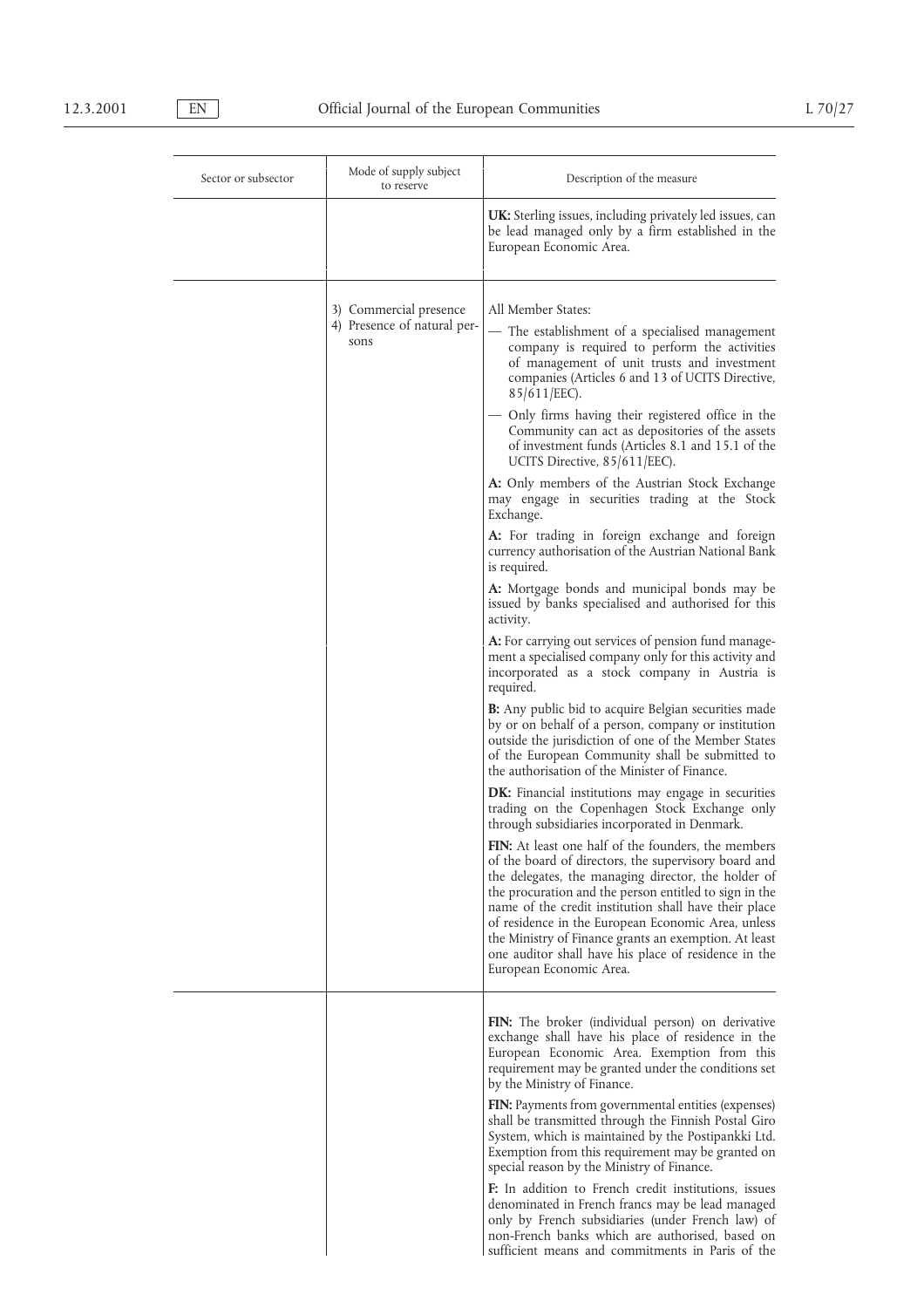| Sector or subsector | Mode of supply subject to reserve | Description of the measure |
|---|---|---|
| | | **UK:** Sterling issues, including privately led issues, can be lead managed only by a firm established in the European Economic Area. |
| | 3) Commercial presence<br>4) Presence of natural persons | All Member States:<br>— The establishment of a specialised management company is required to perform the activities of management of unit trusts and investment companies (Articles 6 and 13 of UCITS Directive, 85/611/EEC).<br>— Only firms having their registered office in the Community can act as depositories of the assets of investment funds (Articles 8.1 and 15.1 of the UCITS Directive, 85/611/EEC).<br>**A:** Only members of the Austrian Stock Exchange may engage in securities trading at the Stock Exchange.<br>**A:** For trading in foreign exchange and foreign currency authorisation of the Austrian National Bank is required.<br>**A:** Mortgage bonds and municipal bonds may be issued by banks specialised and authorised for this activity.<br>**A:** For carrying out services of pension fund management a specialised company only for this activity and incorporated as a stock company in Austria is required.<br>**B:** Any public bid to acquire Belgian securities made by or on behalf of a person, company or institution outside the jurisdiction of one of the Member States of the European Community shall be submitted to the authorisation of the Minister of Finance.<br>**DK:** Financial institutions may engage in securities trading on the Copenhagen Stock Exchange only through subsidiaries incorporated in Denmark.<br>**FIN:** At least one half of the founders, the members of the board of directors, the supervisory board and the delegates, the managing director, the holder of the procuration and the person entitled to sign in the name of the credit institution shall have their place of residence in the European Economic Area, unless the Ministry of Finance grants an exemption. At least one auditor shall have his place of residence in the European Economic Area. |
| | | **FIN:** The broker (individual person) on derivative exchange shall have his place of residence in the European Economic Area. Exemption from this requirement may be granted under the conditions set by the Ministry of Finance.<br>**FIN:** Payments from governmental entities (expenses) shall be transmitted through the Finnish Postal Giro System, which is maintained by the Postipankki Ltd. Exemption from this requirement may be granted on special reason by the Ministry of Finance.<br>**F:** In addition to French credit institutions, issues denominated in French francs may be lead managed only by French subsidiaries (under French law) of non-French banks which are authorised, based on sufficient means and commitments in Paris of the |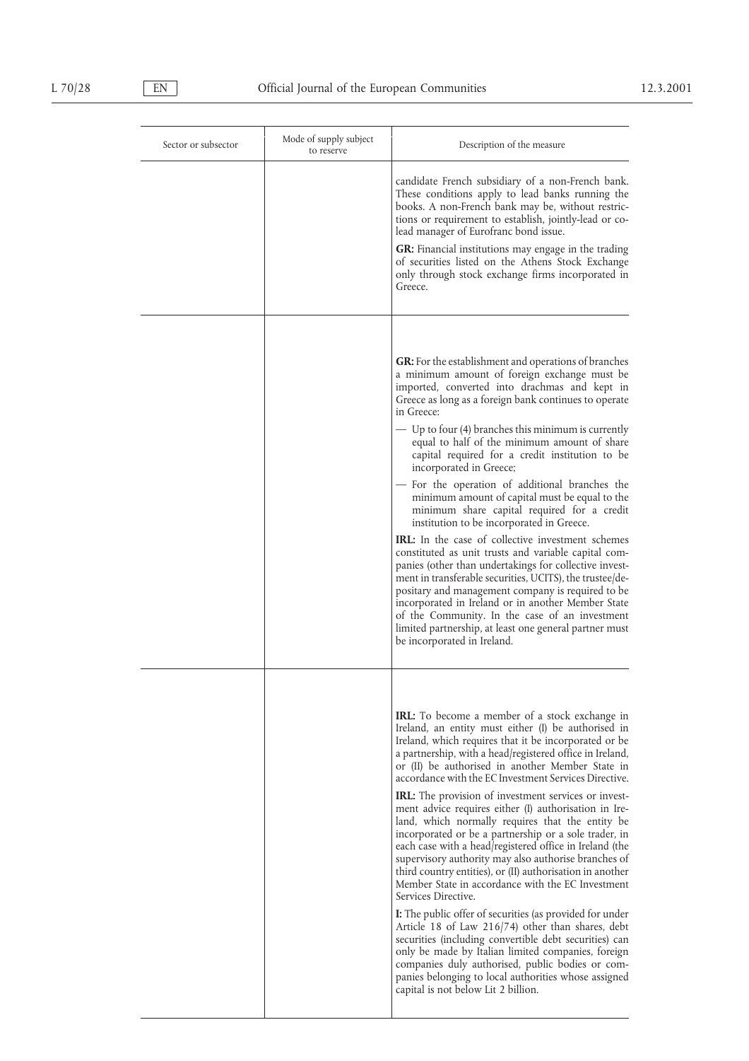| Sector or subsector | Mode of supply subject to reserve | Description of the measure |
|---|---|---|
| | | candidate French subsidiary of a non-French bank. These conditions apply to lead banks running the books. A non-French bank may be, without restrictions or requirement to establish, jointly-lead or co-lead manager of Eurofranc bond issue.<br><br>**GR:** Financial institutions may engage in the trading of securities listed on the Athens Stock Exchange only through stock exchange firms incorporated in Greece. |
| | | **GR:** For the establishment and operations of branches a minimum amount of foreign exchange must be imported, converted into drachmas and kept in Greece as long as a foreign bank continues to operate in Greece:<br>— Up to four (4) branches this minimum is currently equal to half of the minimum amount of share capital required for a credit institution to be incorporated in Greece;<br>— For the operation of additional branches the minimum amount of capital must be equal to the minimum share capital required for a credit institution to be incorporated in Greece.<br><br>**IRL:** In the case of collective investment schemes constituted as unit trusts and variable capital companies (other than undertakings for collective investment in transferable securities, UCITS), the trustee/depositary and management company is required to be incorporated in Ireland or in another Member State of the Community. In the case of an investment limited partnership, at least one general partner must be incorporated in Ireland. |
| | | **IRL:** To become a member of a stock exchange in Ireland, an entity must either (I) be authorised in Ireland, which requires that it be incorporated or be a partnership, with a head/registered office in Ireland, or (II) be authorised in another Member State in accordance with the EC Investment Services Directive.<br><br>**IRL:** The provision of investment services or investment advice requires either (I) authorisation in Ireland, which normally requires that the entity be incorporated or be a partnership or a sole trader, in each case with a head/registered office in Ireland (the supervisory authority may also authorise branches of third country entities), or (II) authorisation in another Member State in accordance with the EC Investment Services Directive.<br><br>**I:** The public offer of securities (as provided for under Article 18 of Law 216/74) other than shares, debt securities (including convertible debt securities) can only be made by Italian limited companies, foreign companies duly authorised, public bodies or companies belonging to local authorities whose assigned capital is not below Lit 2 billion. |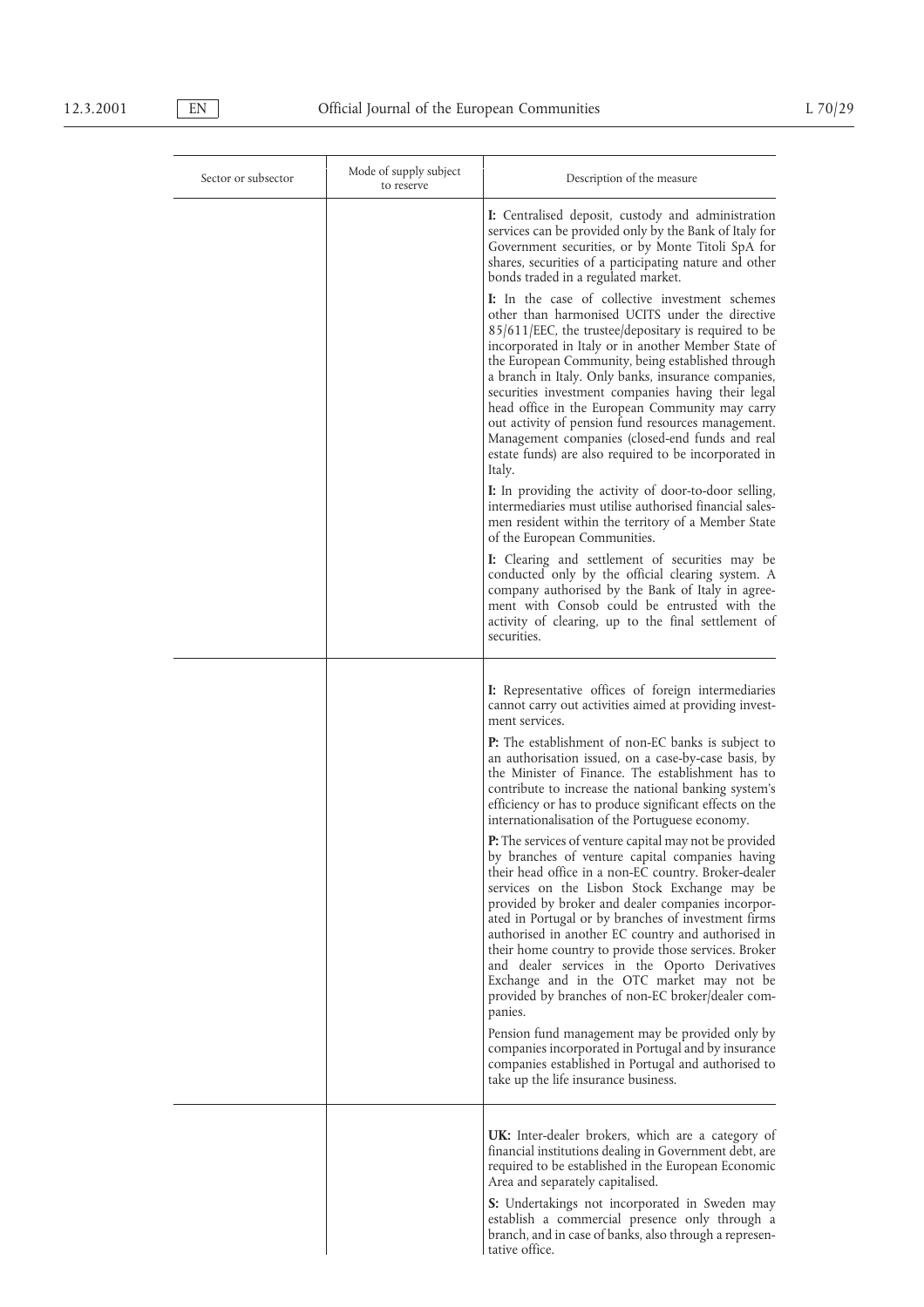| Sector or subsector | Mode of supply subject to reserve | Description of the measure |
|---|---|---|
| | | **I:** Centralised deposit, custody and administration services can be provided only by the Bank of Italy for Government securities, or by Monte Titoli SpA for shares, securities of a participating nature and other bonds traded in a regulated market.<br><br>**I:** In the case of collective investment schemes other than harmonised UCITS under the directive 85/611/EEC, the trustee/depositary is required to be incorporated in Italy or in another Member State of the European Community, being established through a branch in Italy. Only banks, insurance companies, securities investment companies having their legal head office in the European Community may carry out activity of pension fund resources management. Management companies (closed-end funds and real estate funds) are also required to be incorporated in Italy.<br><br>**I:** In providing the activity of door-to-door selling, intermediaries must utilise authorised financial salesmen resident within the territory of a Member State of the European Communities.<br><br>**I:** Clearing and settlement of securities may be conducted only by the official clearing system. A company authorised by the Bank of Italy in agreement with Consob could be entrusted with the activity of clearing, up to the final settlement of securities. |
| | | **I:** Representative offices of foreign intermediaries cannot carry out activities aimed at providing investment services.<br><br>**P:** The establishment of non-EC banks is subject to an authorisation issued, on a case-by-case basis, by the Minister of Finance. The establishment has to contribute to increase the national banking system's efficiency or has to produce significant effects on the internationalisation of the Portuguese economy.<br><br>**P:** The services of venture capital may not be provided by branches of venture capital companies having their head office in a non-EC country. Broker-dealer services on the Lisbon Stock Exchange may be provided by broker and dealer companies incorporated in Portugal or by branches of investment firms authorised in another EC country and authorised in their home country to provide those services. Broker and dealer services in the Oporto Derivatives Exchange and in the OTC market may not be provided by branches of non-EC broker/dealer companies.<br><br>Pension fund management may be provided only by companies incorporated in Portugal and by insurance companies established in Portugal and authorised to take up the life insurance business. |
| | | **UK:** Inter-dealer brokers, which are a category of financial institutions dealing in Government debt, are required to be established in the European Economic Area and separately capitalised.<br><br>**S:** Undertakings not incorporated in Sweden may establish a commercial presence only through a branch, and in case of banks, also through a representative office. |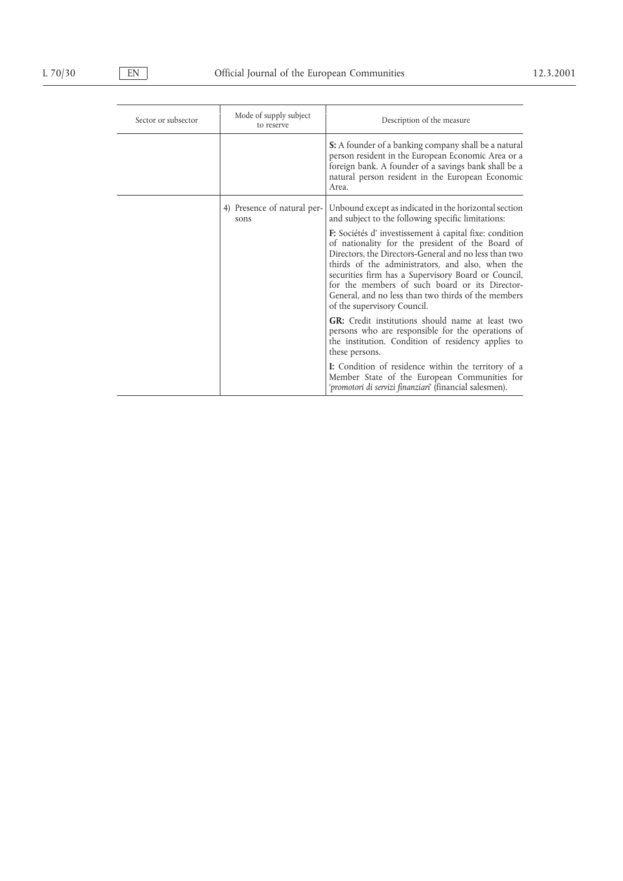| Sector or subsector | Mode of supply subject to reserve | Description of the measure |
|---|---|---|
| | | **S:** A founder of a banking company shall be a natural person resident in the European Economic Area or a foreign bank. A founder of a savings bank shall be a natural person resident in the European Economic Area. |
| | 4) Presence of natural persons | Unbound except as indicated in the horizontal section and subject to the following specific limitations:<br><br>**F:** Sociétés d' investissement à capital fixe: condition of nationality for the president of the Board of Directors, the Directors-General and no less than two thirds of the administrators, and also, when the securities firm has a Supervisory Board or Council, for the members of such board or its Director-General, and no less than two thirds of the members of the supervisory Council.<br><br>**GR:** Credit institutions should name at least two persons who are responsible for the operations of the institution. Condition of residency applies to these persons.<br><br>**I:** Condition of residence within the territory of a Member State of the European Communities for '*promotori di servizi finanziari*' (financial salesmen). |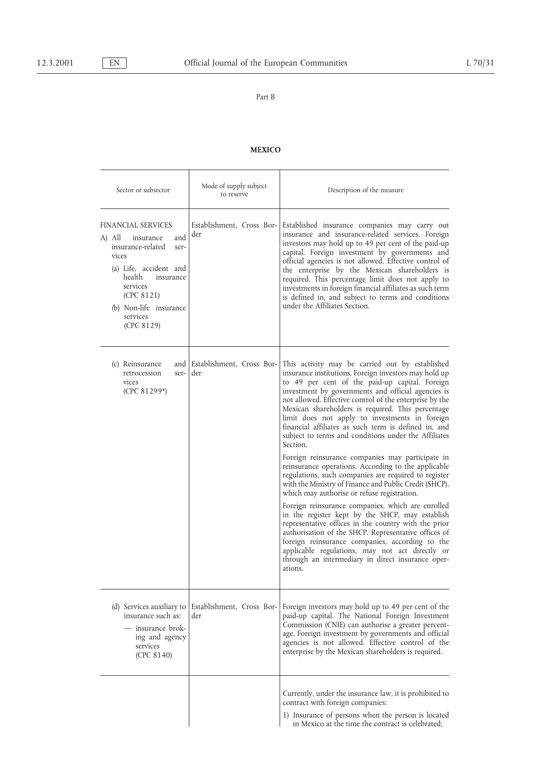Part B

## MEXICO

| Sector or subsector | Mode of supply subject to reserve | Description of the measure |
|---|---|---|
| FINANCIAL SERVICES<br>A) All insurance and insurance-related services<br>(a) Life, accident and health insurance services (CPC 8121)<br>(b) Non-life insurance services (CPC 8129) | Establishment, Cross Border | Established insurance companies may carry out insurance and insurance-related services. Foreign investors may hold up to 49 per cent of the paid-up capital. Foreign investment by governments and official agencies is not allowed. Effective control of the enterprise by the Mexican shareholders is required. This percentage limit does not apply to investments in foreign financial affiliates as such term is defined in, and subject to terms and conditions under the Affiliates Section. |
| (c) Reinsurance and retrocession services (CPC 81299*) | Establishment, Cross Border | This activity may be carried out by established insurance institutions. Foreign investors may hold up to 49 per cent of the paid-up capital. Foreign investment by governments and official agencies is not allowed. Effective control of the enterprise by the Mexican shareholders is required. This percentage limit does not apply to investments in foreign financial affiliates as such term is defined in, and subject to terms and conditions under the Affiliates Section.<br><br>Foreign reinsurance companies may participate in reinsurance operations. According to the applicable regulations, such companies are required to register with the Ministry of Finance and Public Credit (SHCP), which may authorise or refuse registration.<br><br>Foreign reinsurance companies, which are enrolled in the register kept by the SHCP, may establish representative offices in the country with the prior authorisation of the SHCP. Representative offices of foreign reinsurance companies, according to the applicable regulations, may not act directly or through an intermediary in direct insurance operations. |
| (d) Services auxiliary to insurance such as:<br>— insurance broking and agency services (CPC 8140) | Establishment, Cross Border | Foreign investors may hold up to 49 per cent of the paid-up capital. The National Foreign Investment Commission (CNIE) can authorise a greater percentage. Foreign investment by governments and official agencies is not allowed. Effective control of the enterprise by the Mexican shareholders is required. |
| | | Currently, under the insurance law, it is prohibited to contract with foreign companies:<br>1) Insurance of persons when the person is located in Mexico at the time the contract is celebrated; |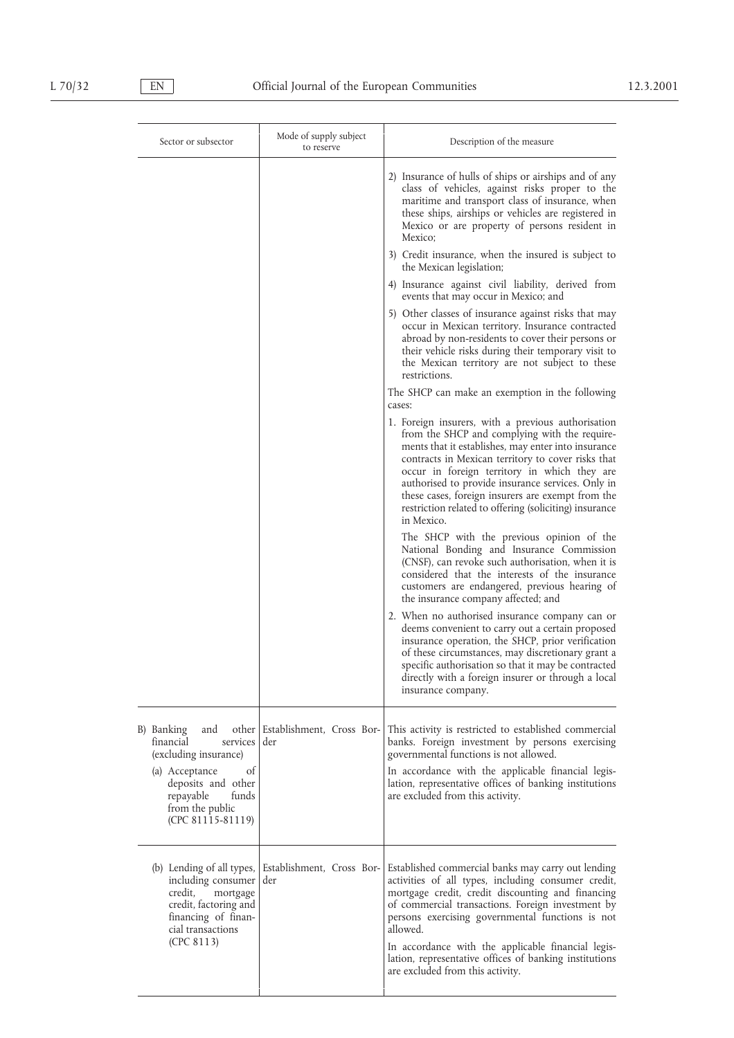| Sector or subsector | Mode of supply subject to reserve | Description of the measure |
|---|---|---|
| | | 2) Insurance of hulls of ships or airships and of any class of vehicles, against risks proper to the maritime and transport class of insurance, when these ships, airships or vehicles are registered in Mexico or are property of persons resident in Mexico;<br><br>3) Credit insurance, when the insured is subject to the Mexican legislation;<br><br>4) Insurance against civil liability, derived from events that may occur in Mexico; and<br><br>5) Other classes of insurance against risks that may occur in Mexican territory. Insurance contracted abroad by non-residents to cover their persons or their vehicle risks during their temporary visit to the Mexican territory are not subject to these restrictions.<br><br>The SHCP can make an exemption in the following cases:<br><br>1. Foreign insurers, with a previous authorisation from the SHCP and complying with the requirements that it establishes, may enter into insurance contracts in Mexican territory to cover risks that occur in foreign territory in which they are authorised to provide insurance services. Only in these cases, foreign insurers are exempt from the restriction related to offering (soliciting) insurance in Mexico.<br><br>The SHCP with the previous opinion of the National Bonding and Insurance Commission (CNSF), can revoke such authorisation, when it is considered that the interests of the insurance customers are endangered, previous hearing of the insurance company affected; and<br><br>2. When no authorised insurance company can or deems convenient to carry out a certain proposed insurance operation, the SHCP, prior verification of these circumstances, may discretionary grant a specific authorisation so that it may be contracted directly with a foreign insurer or through a local insurance company. |
| B) Banking and other financial services (excluding insurance)<br><br>(a) Acceptance of deposits and other repayable funds from the public (CPC 81115-81119) | Establishment, Cross Border | This activity is restricted to established commercial banks. Foreign investment by persons exercising governmental functions is not allowed.<br><br>In accordance with the applicable financial legislation, representative offices of banking institutions are excluded from this activity. |
| (b) Lending of all types, including consumer credit, mortgage credit, factoring and financing of financial transactions (CPC 8113) | Establishment, Cross Border | Established commercial banks may carry out lending activities of all types, including consumer credit, mortgage credit, credit discounting and financing of commercial transactions. Foreign investment by persons exercising governmental functions is not allowed.<br><br>In accordance with the applicable financial legislation, representative offices of banking institutions are excluded from this activity. |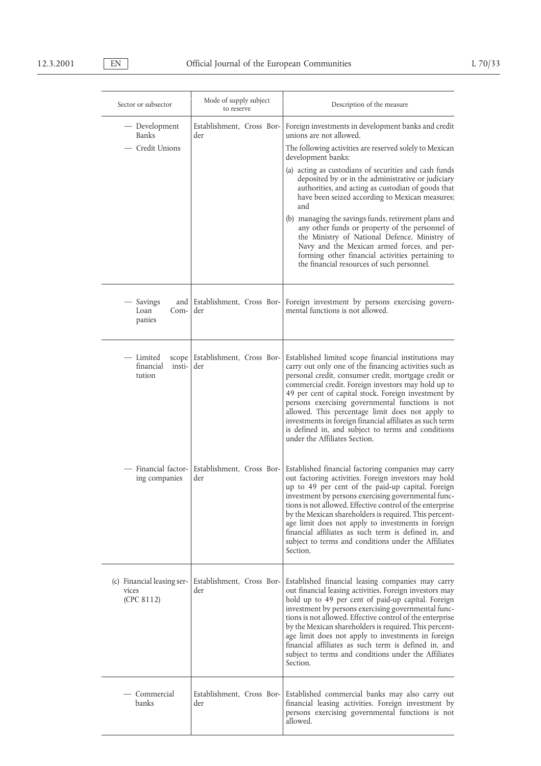| Sector or subsector | Mode of supply subject to reserve | Description of the measure |
|---|---|---|
| — Development Banks<br>— Credit Unions | Establishment, Cross Border | Foreign investments in development banks and credit unions are not allowed.<br>The following activities are reserved solely to Mexican development banks:<br>(a) acting as custodians of securities and cash funds deposited by or in the administrative or judiciary authorities, and acting as custodian of goods that have been seized according to Mexican measures; and<br>(b) managing the savings funds, retirement plans and any other funds or property of the personnel of the Ministry of National Defence, Ministry of Navy and the Mexican armed forces, and performing other financial activities pertaining to the financial resources of such personnel. |
| — Savings and Loan Companies | Establishment, Cross Border | Foreign investment by persons exercising governmental functions is not allowed. |
| — Limited scope financial institution | Establishment, Cross Border | Established limited scope financial institutions may carry out only one of the financing activities such as personal credit, consumer credit, mortgage credit or commercial credit. Foreign investors may hold up to 49 per cent of capital stock. Foreign investment by persons exercising governmental functions is not allowed. This percentage limit does not apply to investments in foreign financial affiliates as such term is defined in, and subject to terms and conditions under the Affiliates Section. |
| — Financial factoring companies | Establishment, Cross Border | Established financial factoring companies may carry out factoring activities. Foreign investors may hold up to 49 per cent of the paid-up capital. Foreign investment by persons exercising governmental functions is not allowed. Effective control of the enterprise by the Mexican shareholders is required. This percentage limit does not apply to investments in foreign financial affiliates as such term is defined in, and subject to terms and conditions under the Affiliates Section. |
| (c) Financial leasing services (CPC 8112) | Establishment, Cross Border | Established financial leasing companies may carry out financial leasing activities. Foreign investors may hold up to 49 per cent of paid-up capital. Foreign investment by persons exercising governmental functions is not allowed. Effective control of the enterprise by the Mexican shareholders is required. This percentage limit does not apply to investments in foreign financial affiliates as such term is defined in, and subject to terms and conditions under the Affiliates Section. |
| — Commercial banks | Establishment, Cross Border | Established commercial banks may also carry out financial leasing activities. Foreign investment by persons exercising governmental functions is not allowed. |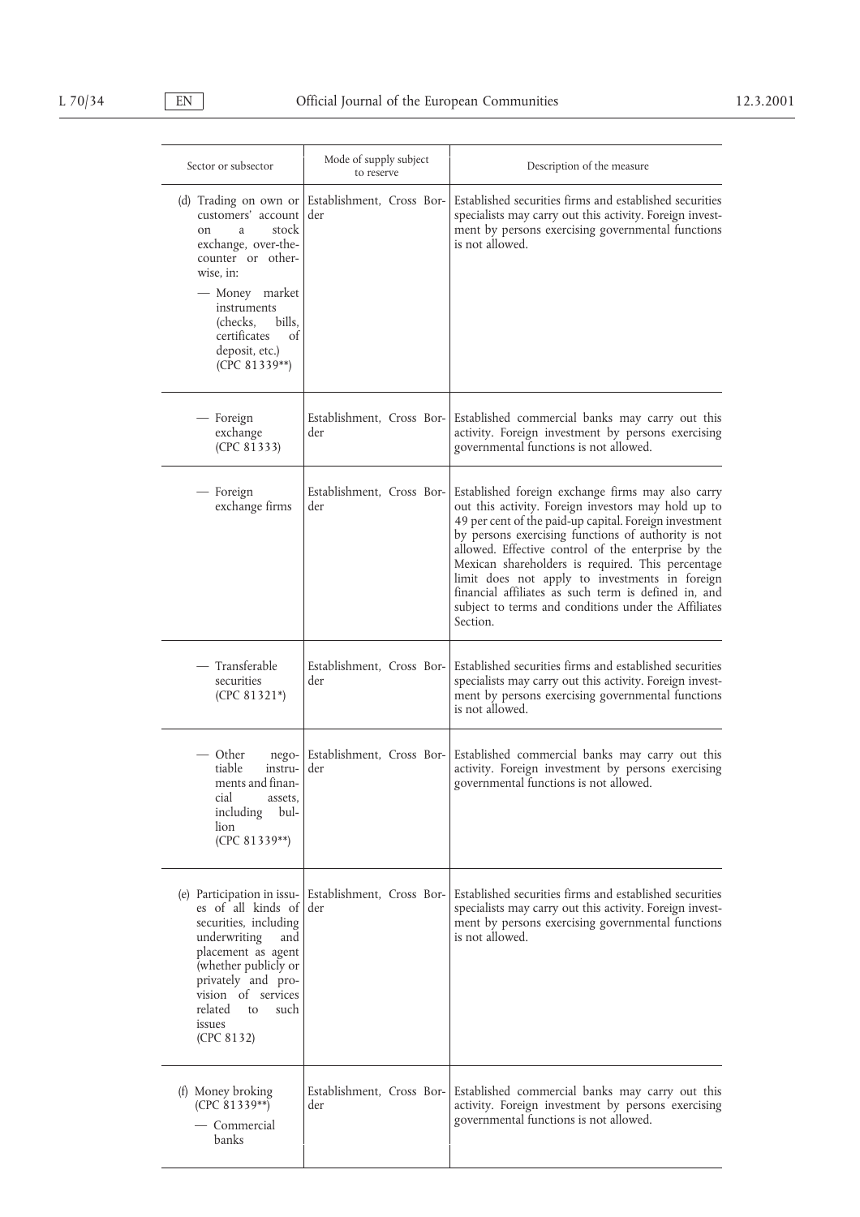| Sector or subsector | Mode of supply subject to reserve | Description of the measure |
|---|---|---|
| (d) Trading on own or customers' account on a stock exchange, over-the-counter or otherwise, in:<br>— Money market instruments (checks, bills, certificates of deposit, etc.) (CPC 81339**) | Establishment, Cross Border | Established securities firms and established securities specialists may carry out this activity. Foreign investment by persons exercising governmental functions is not allowed. |
| — Foreign exchange (CPC 81333) | Establishment, Cross Border | Established commercial banks may carry out this activity. Foreign investment by persons exercising governmental functions is not allowed. |
| — Foreign exchange firms | Establishment, Cross Border | Established foreign exchange firms may also carry out this activity. Foreign investors may hold up to 49 per cent of the paid-up capital. Foreign investment by persons exercising functions of authority is not allowed. Effective control of the enterprise by the Mexican shareholders is required. This percentage limit does not apply to investments in foreign financial affiliates as such term is defined in, and subject to terms and conditions under the Affiliates Section. |
| — Transferable securities (CPC 81321*) | Establishment, Cross Border | Established securities firms and established securities specialists may carry out this activity. Foreign investment by persons exercising governmental functions is not allowed. |
| — Other negotiable instruments and financial assets, including bullion (CPC 81339**) | Establishment, Cross Border | Established commercial banks may carry out this activity. Foreign investment by persons exercising governmental functions is not allowed. |
| (e) Participation in issues of all kinds of securities, including underwriting and placement as agent (whether publicly or privately and provision of services related to such issues (CPC 8132) | Establishment, Cross Border | Established securities firms and established securities specialists may carry out this activity. Foreign investment by persons exercising governmental functions is not allowed. |
| (f) Money broking (CPC 81339**)<br>— Commercial banks | Establishment, Cross Border | Established commercial banks may carry out this activity. Foreign investment by persons exercising governmental functions is not allowed. |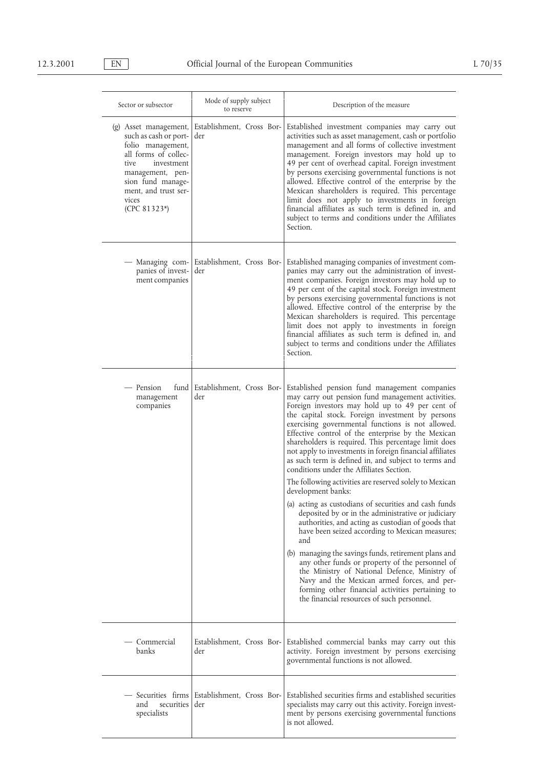| Sector or subsector | Mode of supply subject to reserve | Description of the measure |
|---|---|---|
| (g) Asset management, such as cash or portfolio management, all forms of collective investment management, pension fund management, and trust services (CPC 81323*) | Establishment, Cross Border | Established investment companies may carry out activities such as asset management, cash or portfolio management and all forms of collective investment management. Foreign investors may hold up to 49 per cent of overhead capital. Foreign investment by persons exercising governmental functions is not allowed. Effective control of the enterprise by the Mexican shareholders is required. This percentage limit does not apply to investments in foreign financial affiliates as such term is defined in, and subject to terms and conditions under the Affiliates Section. |
| — Managing companies of investment companies | Establishment, Cross Border | Established managing companies of investment companies may carry out the administration of investment companies. Foreign investors may hold up to 49 per cent of the capital stock. Foreign investment by persons exercising governmental functions is not allowed. Effective control of the enterprise by the Mexican shareholders is required. This percentage limit does not apply to investments in foreign financial affiliates as such term is defined in, and subject to terms and conditions under the Affiliates Section. |
| — Pension fund management companies | Establishment, Cross Border | Established pension fund management companies may carry out pension fund management activities. Foreign investors may hold up to 49 per cent of the capital stock. Foreign investment by persons exercising governmental functions is not allowed. Effective control of the enterprise by the Mexican shareholders is required. This percentage limit does not apply to investments in foreign financial affiliates as such term is defined in, and subject to terms and conditions under the Affiliates Section.<br><br>The following activities are reserved solely to Mexican development banks:<br><br>(a) acting as custodians of securities and cash funds deposited by or in the administrative or judiciary authorities, and acting as custodian of goods that have been seized according to Mexican measures; and<br><br>(b) managing the savings funds, retirement plans and any other funds or property of the personnel of the Ministry of National Defence, Ministry of Navy and the Mexican armed forces, and performing other financial activities pertaining to the financial resources of such personnel. |
| — Commercial banks | Establishment, Cross Border | Established commercial banks may carry out this activity. Foreign investment by persons exercising governmental functions is not allowed. |
| — Securities firms and securities specialists | Establishment, Cross Border | Established securities firms and established securities specialists may carry out this activity. Foreign investment by persons exercising governmental functions is not allowed. |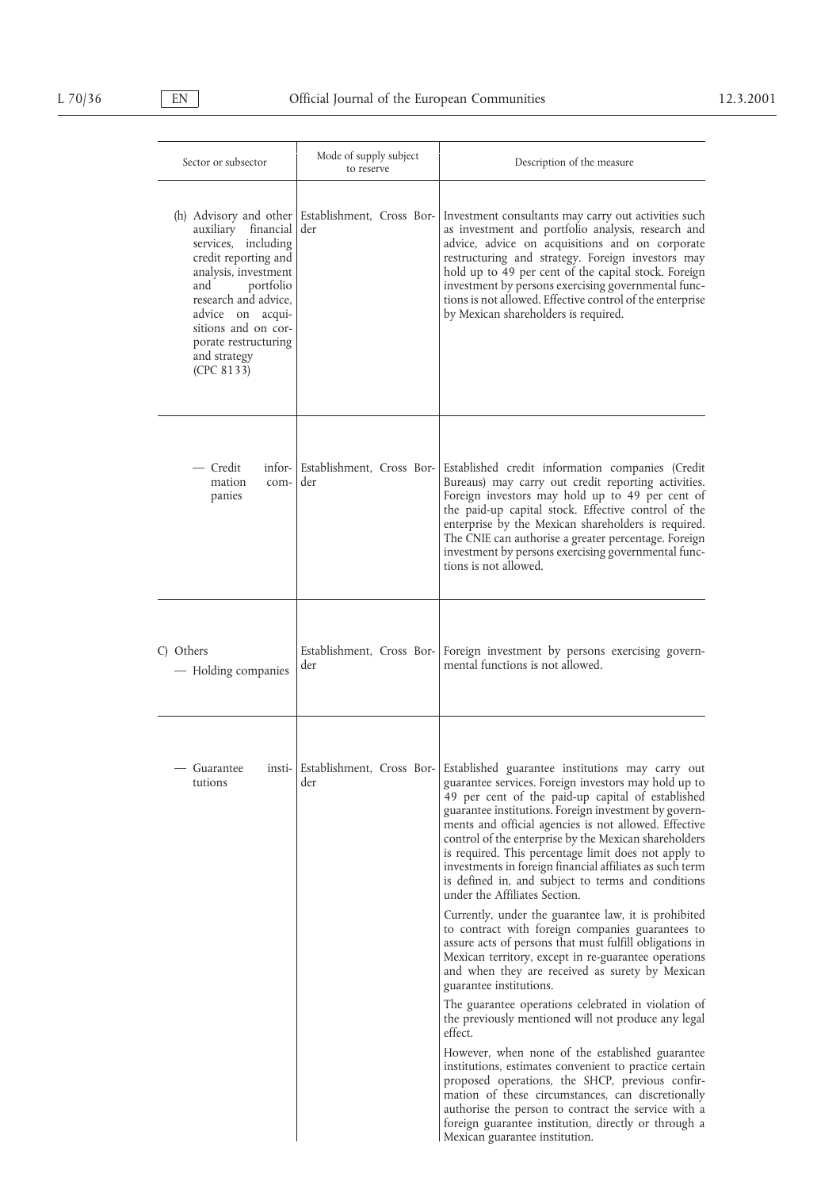| Sector or subsector | Mode of supply subject to reserve | Description of the measure |
|---|---|---|
| (h) Advisory and other auxiliary financial services, including credit reporting and analysis, investment and portfolio research and advice, advice on acquisitions and on corporate restructuring and strategy (CPC 8133) | Establishment, Cross Border | Investment consultants may carry out activities such as investment and portfolio analysis, research and advice, advice on acquisitions and on corporate restructuring and strategy. Foreign investors may hold up to 49 per cent of the capital stock. Foreign investment by persons exercising governmental functions is not allowed. Effective control of the enterprise by Mexican shareholders is required. |
| — Credit information companies | Establishment, Cross Border | Established credit information companies (Credit Bureaus) may carry out credit reporting activities. Foreign investors may hold up to 49 per cent of the paid-up capital stock. Effective control of the enterprise by the Mexican shareholders is required. The CNIE can authorise a greater percentage. Foreign investment by persons exercising governmental functions is not allowed. |
| C) Others — Holding companies | Establishment, Cross Border | Foreign investment by persons exercising governmental functions is not allowed. |
| — Guarantee institutions | Establishment, Cross Border | Established guarantee institutions may carry out guarantee services. Foreign investors may hold up to 49 per cent of the paid-up capital of established guarantee institutions. Foreign investment by governments and official agencies is not allowed. Effective control of the enterprise by the Mexican shareholders is required. This percentage limit does not apply to investments in foreign financial affiliates as such term is defined in, and subject to terms and conditions under the Affiliates Section.<br><br>Currently, under the guarantee law, it is prohibited to contract with foreign companies guarantees to assure acts of persons that must fulfill obligations in Mexican territory, except in re-guarantee operations and when they are received as surety by Mexican guarantee institutions.<br><br>The guarantee operations celebrated in violation of the previously mentioned will not produce any legal effect.<br><br>However, when none of the established guarantee institutions, estimates convenient to practice certain proposed operations, the SHCP, previous confirmation of these circumstances, can discretionally authorise the person to contract the service with a foreign guarantee institution, directly or through a Mexican guarantee institution. |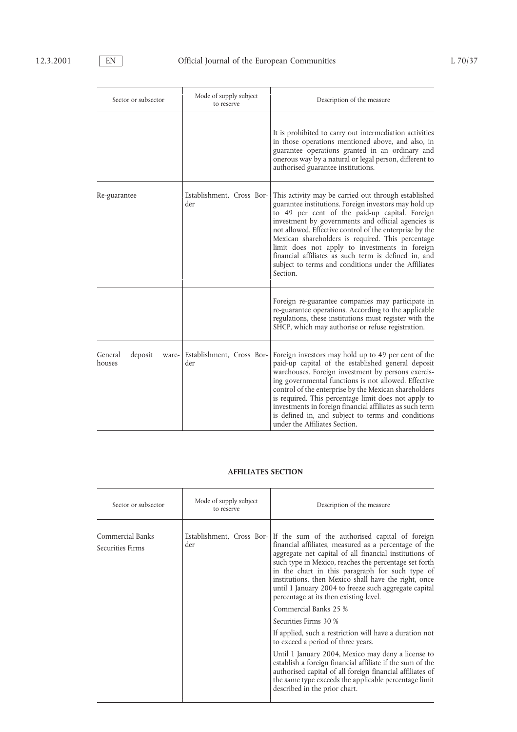| Sector or subsector | Mode of supply subject to reserve | Description of the measure |
|---|---|---|
| | | It is prohibited to carry out intermediation activities in those operations mentioned above, and also, in guarantee operations granted in an ordinary and onerous way by a natural or legal person, different to authorised guarantee institutions. |
| Re-guarantee | Establishment, Cross Border | This activity may be carried out through established guarantee institutions. Foreign investors may hold up to 49 per cent of the paid-up capital. Foreign investment by governments and official agencies is not allowed. Effective control of the enterprise by the Mexican shareholders is required. This percentage limit does not apply to investments in foreign financial affiliates as such term is defined in, and subject to terms and conditions under the Affiliates Section. |
| | | Foreign re-guarantee companies may participate in re-guarantee operations. According to the applicable regulations, these institutions must register with the SHCP, which may authorise or refuse registration. |
| General deposit warehouses | Establishment, Cross Border | Foreign investors may hold up to 49 per cent of the paid-up capital of the established general deposit warehouses. Foreign investment by persons exercising governmental functions is not allowed. Effective control of the enterprise by the Mexican shareholders is required. This percentage limit does not apply to investments in foreign financial affiliates as such term is defined in, and subject to terms and conditions under the Affiliates Section. |

**AFFILIATES SECTION**

| Sector or subsector | Mode of supply subject to reserve | Description of the measure |
|---|---|---|
| Commercial Banks<br>Securities Firms | Establishment, Cross Border | If the sum of the authorised capital of foreign financial affiliates, measured as a percentage of the aggregate net capital of all financial institutions of such type in Mexico, reaches the percentage set forth in the chart in this paragraph for such type of institutions, then Mexico shall have the right, once until 1 January 2004 to freeze such aggregate capital percentage at its then existing level.<br><br>Commercial Banks 25 %<br><br>Securities Firms 30 %<br><br>If applied, such a restriction will have a duration not to exceed a period of three years.<br><br>Until 1 January 2004, Mexico may deny a license to establish a foreign financial affiliate if the sum of the authorised capital of all foreign financial affiliates of the same type exceeds the applicable percentage limit described in the prior chart. |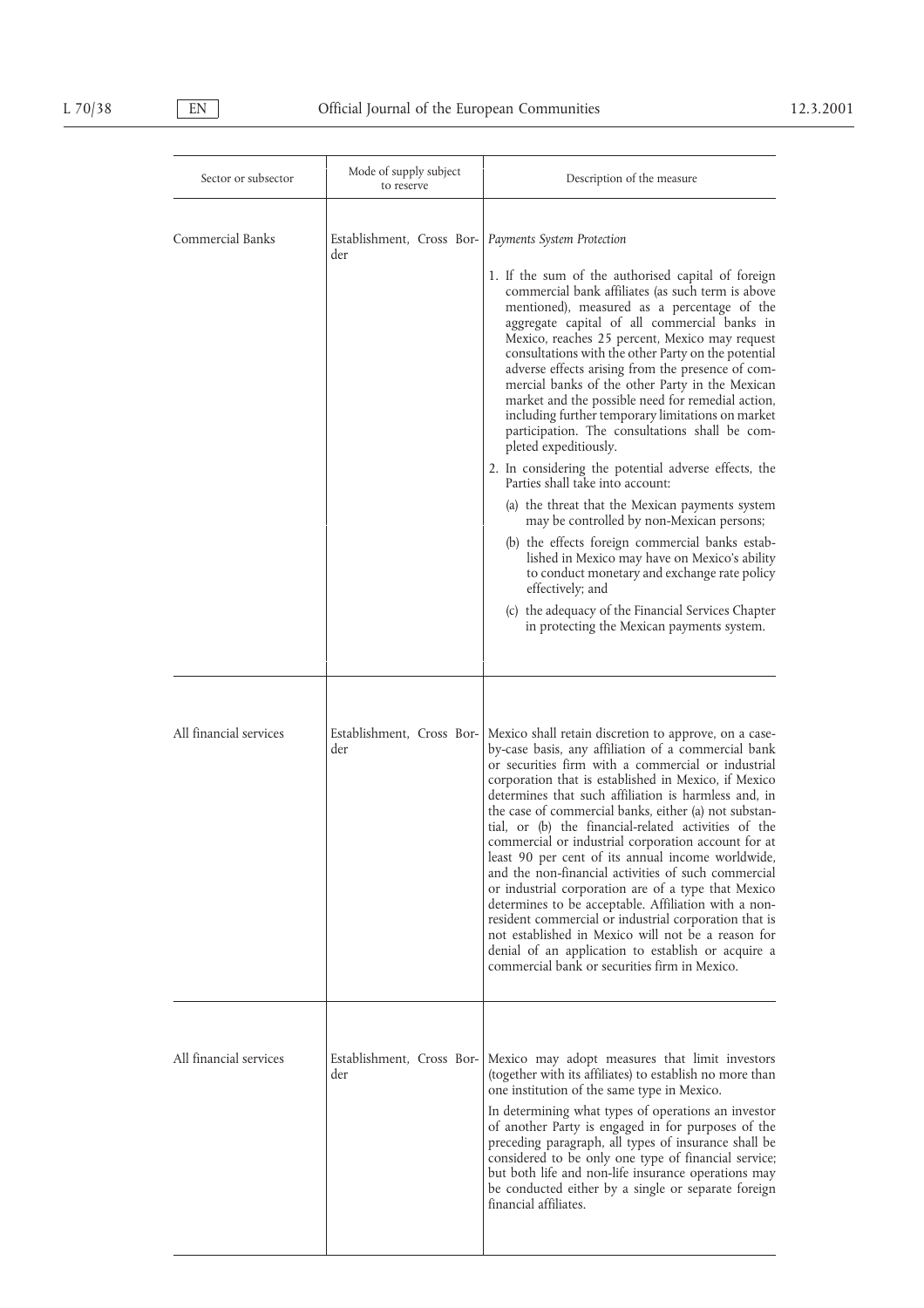| Sector or subsector | Mode of supply subject to reserve | Description of the measure |
|---|---|---|
| Commercial Banks | Establishment, Cross Border | *Payments System Protection*<br><br>1. If the sum of the authorised capital of foreign commercial bank affiliates (as such term is above mentioned), measured as a percentage of the aggregate capital of all commercial banks in Mexico, reaches 25 percent, Mexico may request consultations with the other Party on the potential adverse effects arising from the presence of commercial banks of the other Party in the Mexican market and the possible need for remedial action, including further temporary limitations on market participation. The consultations shall be completed expeditiously.<br><br>2. In considering the potential adverse effects, the Parties shall take into account:<br><br>(a) the threat that the Mexican payments system may be controlled by non-Mexican persons;<br><br>(b) the effects foreign commercial banks established in Mexico may have on Mexico's ability to conduct monetary and exchange rate policy effectively; and<br><br>(c) the adequacy of the Financial Services Chapter in protecting the Mexican payments system. |
| All financial services | Establishment, Cross Border | Mexico shall retain discretion to approve, on a case-by-case basis, any affiliation of a commercial bank or securities firm with a commercial or industrial corporation that is established in Mexico, if Mexico determines that such affiliation is harmless and, in the case of commercial banks, either (a) not substantial, or (b) the financial-related activities of the commercial or industrial corporation account for at least 90 per cent of its annual income worldwide, and the non-financial activities of such commercial or industrial corporation are of a type that Mexico determines to be acceptable. Affiliation with a non-resident commercial or industrial corporation that is not established in Mexico will not be a reason for denial of an application to establish or acquire a commercial bank or securities firm in Mexico. |
| All financial services | Establishment, Cross Border | Mexico may adopt measures that limit investors (together with its affiliates) to establish no more than one institution of the same type in Mexico.<br><br>In determining what types of operations an investor of another Party is engaged in for purposes of the preceding paragraph, all types of insurance shall be considered to be only one type of financial service; but both life and non-life insurance operations may be conducted either by a single or separate foreign financial affiliates. |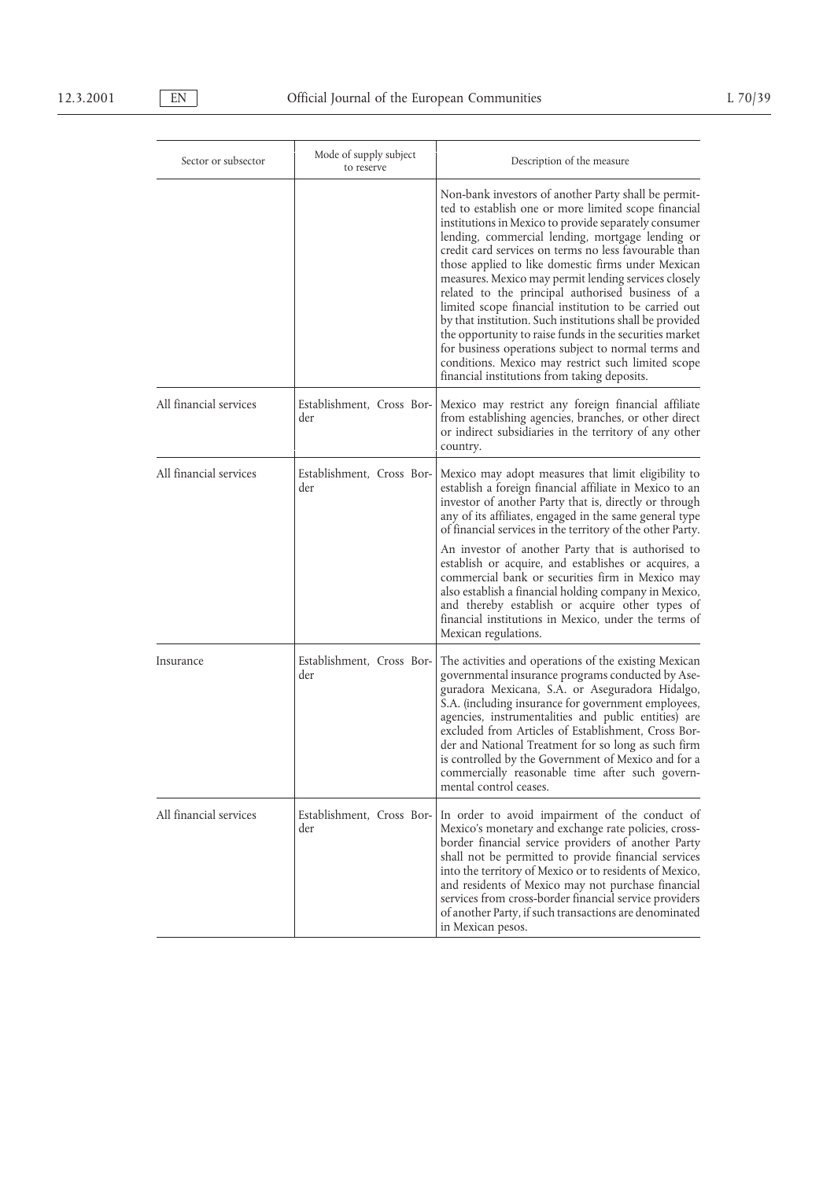| Sector or subsector | Mode of supply subject to reserve | Description of the measure |
|---|---|---|
| | | Non-bank investors of another Party shall be permitted to establish one or more limited scope financial institutions in Mexico to provide separately consumer lending, commercial lending, mortgage lending or credit card services on terms no less favourable than those applied to like domestic firms under Mexican measures. Mexico may permit lending services closely related to the principal authorised business of a limited scope financial institution to be carried out by that institution. Such institutions shall be provided the opportunity to raise funds in the securities market for business operations subject to normal terms and conditions. Mexico may restrict such limited scope financial institutions from taking deposits. |
| All financial services | Establishment, Cross Border | Mexico may restrict any foreign financial affiliate from establishing agencies, branches, or other direct or indirect subsidiaries in the territory of any other country. |
| All financial services | Establishment, Cross Border | Mexico may adopt measures that limit eligibility to establish a foreign financial affiliate in Mexico to an investor of another Party that is, directly or through any of its affiliates, engaged in the same general type of financial services in the territory of the other Party.<br><br>An investor of another Party that is authorised to establish or acquire, and establishes or acquires, a commercial bank or securities firm in Mexico may also establish a financial holding company in Mexico, and thereby establish or acquire other types of financial institutions in Mexico, under the terms of Mexican regulations. |
| Insurance | Establishment, Cross Border | The activities and operations of the existing Mexican governmental insurance programs conducted by Aseguradora Mexicana, S.A. or Aseguradora Hidalgo, S.A. (including insurance for government employees, agencies, instrumentalities and public entities) are excluded from Articles of Establishment, Cross Border and National Treatment for so long as such firm is controlled by the Government of Mexico and for a commercially reasonable time after such governmental control ceases. |
| All financial services | Establishment, Cross Border | In order to avoid impairment of the conduct of Mexico's monetary and exchange rate policies, cross-border financial service providers of another Party shall not be permitted to provide financial services into the territory of Mexico or to residents of Mexico, and residents of Mexico may not purchase financial services from cross-border financial service providers of another Party, if such transactions are denominated in Mexican pesos. |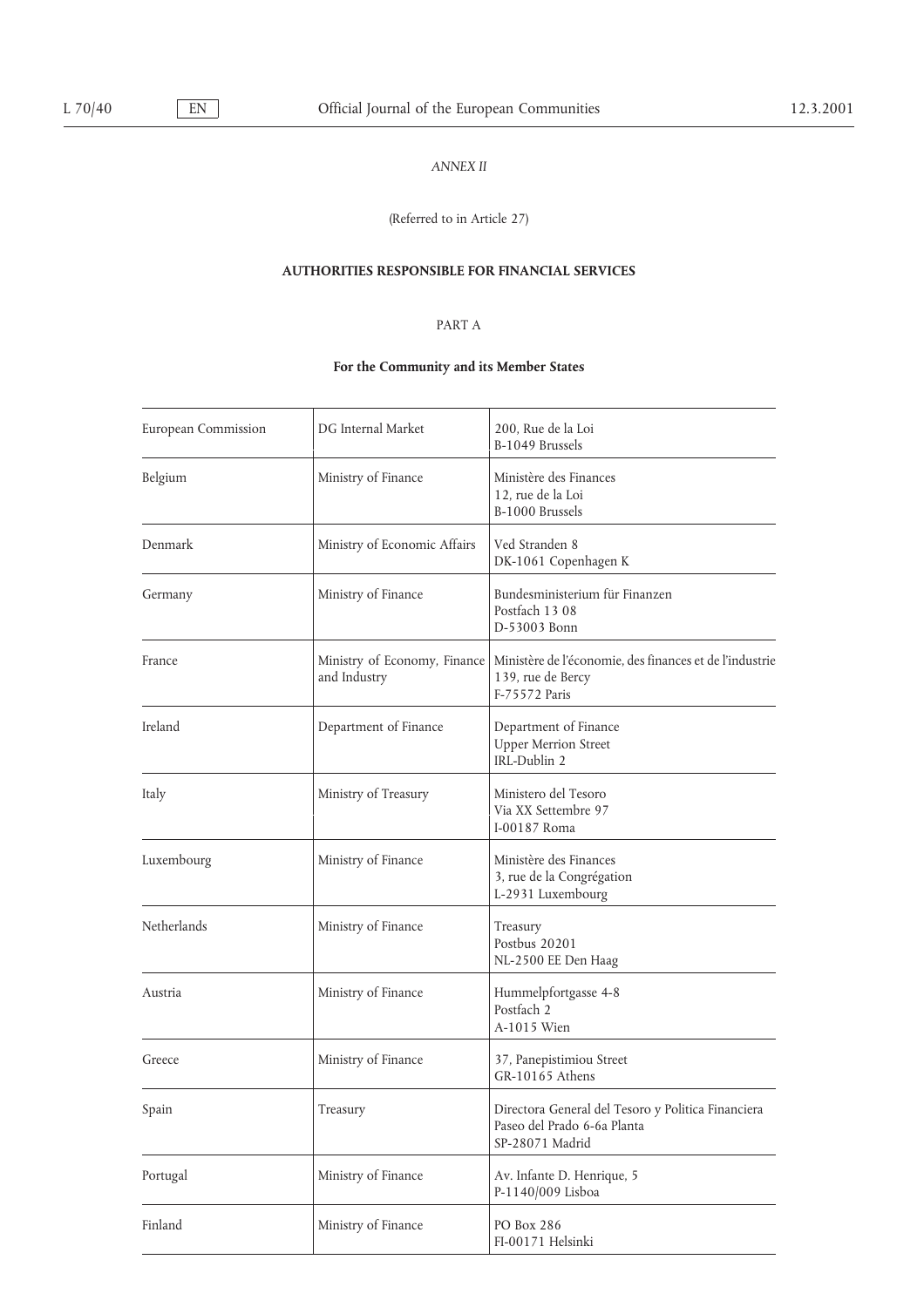*ANNEX II*

(Referred to in Article 27)

**AUTHORITIES RESPONSIBLE FOR FINANCIAL SERVICES**

PART A

**For the Community and its Member States**

| | | |
|---|---|---|
| European Commission | DG Internal Market | 200, Rue de la Loi<br>B-1049 Brussels |
| Belgium | Ministry of Finance | Ministère des Finances<br>12, rue de la Loi<br>B-1000 Brussels |
| Denmark | Ministry of Economic Affairs | Ved Stranden 8<br>DK-1061 Copenhagen K |
| Germany | Ministry of Finance | Bundesministerium für Finanzen<br>Postfach 13 08<br>D-53003 Bonn |
| France | Ministry of Economy, Finance and Industry | Ministère de l'économie, des finances et de l'industrie<br>139, rue de Bercy<br>F-75572 Paris |
| Ireland | Department of Finance | Department of Finance<br>Upper Merrion Street<br>IRL-Dublin 2 |
| Italy | Ministry of Treasury | Ministero del Tesoro<br>Via XX Settembre 97<br>I-00187 Roma |
| Luxembourg | Ministry of Finance | Ministère des Finances<br>3, rue de la Congrégation<br>L-2931 Luxembourg |
| Netherlands | Ministry of Finance | Treasury<br>Postbus 20201<br>NL-2500 EE Den Haag |
| Austria | Ministry of Finance | Hummelpfortgasse 4-8<br>Postfach 2<br>A-1015 Wien |
| Greece | Ministry of Finance | 37, Panepistimiou Street<br>GR-10165 Athens |
| Spain | Treasury | Directora General del Tesoro y Politica Financiera<br>Paseo del Prado 6-6a Planta<br>SP-28071 Madrid |
| Portugal | Ministry of Finance | Av. Infante D. Henrique, 5<br>P-1140/009 Lisboa |
| Finland | Ministry of Finance | PO Box 286<br>FI-00171 Helsinki |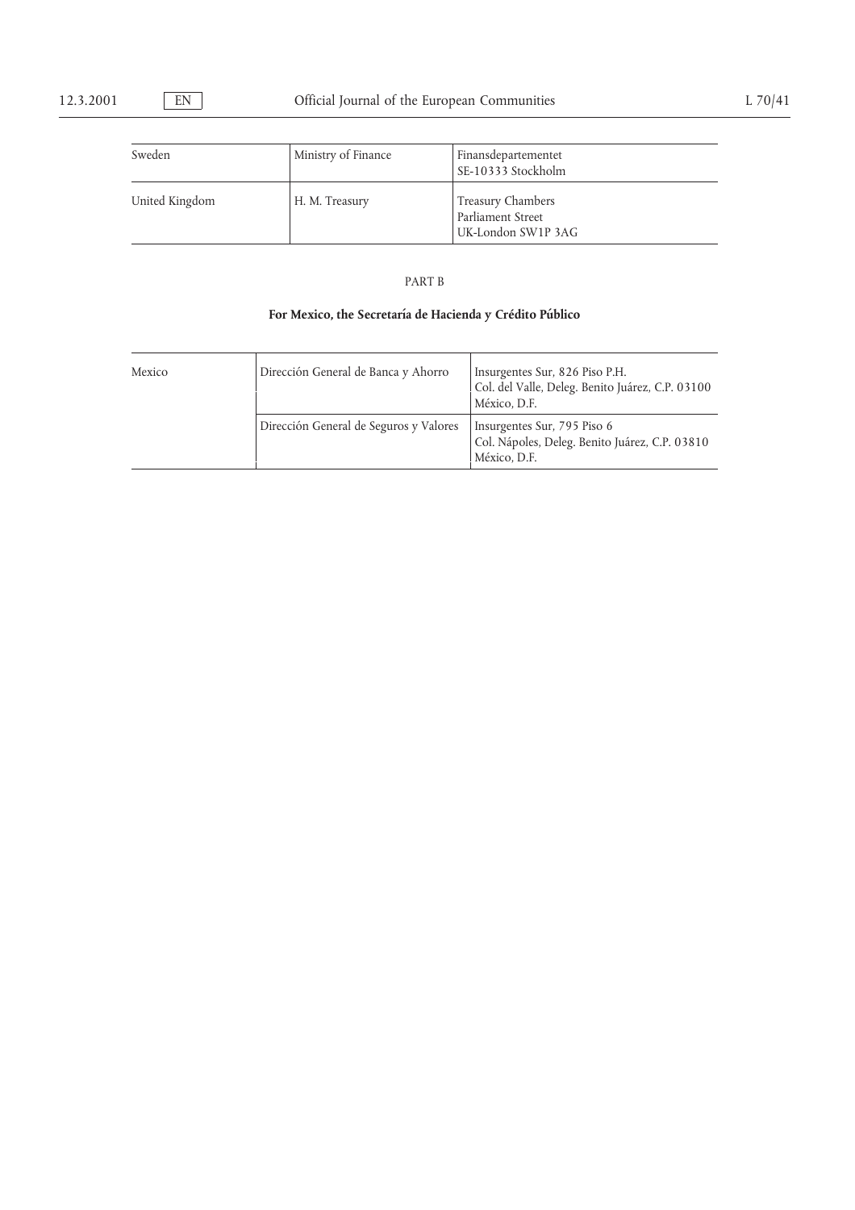| Sweden | Ministry of Finance | Finansdepartementet<br>SE-10333 Stockholm |
|---|---|---|
| United Kingdom | H. M. Treasury | Treasury Chambers<br>Parliament Street<br>UK-London SW1P 3AG |

PART B

**For Mexico, the Secretaría de Hacienda y Crédito Público**

| Mexico | Dirección General de Banca y Ahorro | Insurgentes Sur, 826 Piso P.H.<br>Col. del Valle, Deleg. Benito Juárez, C.P. 03100<br>México, D.F. |
|---|---|---|
| | Dirección General de Seguros y Valores | Insurgentes Sur, 795 Piso 6<br>Col. Nápoles, Deleg. Benito Juárez, C.P. 03810<br>México, D.F. |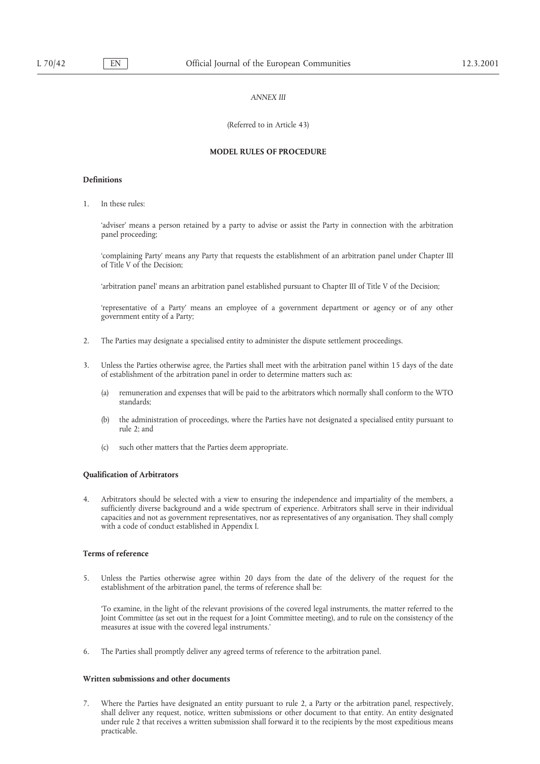*ANNEX III*

(Referred to in Article 43)

**MODEL RULES OF PROCEDURE**

**Definitions**

1. In these rules:

   'adviser' means a person retained by a party to advise or assist the Party in connection with the arbitration panel proceeding;

   'complaining Party' means any Party that requests the establishment of an arbitration panel under Chapter III of Title V of the Decision;

   'arbitration panel' means an arbitration panel established pursuant to Chapter III of Title V of the Decision;

   'representative of a Party' means an employee of a government department or agency or of any other government entity of a Party;

2. The Parties may designate a specialised entity to administer the dispute settlement proceedings.

3. Unless the Parties otherwise agree, the Parties shall meet with the arbitration panel within 15 days of the date of establishment of the arbitration panel in order to determine matters such as:

   (a) remuneration and expenses that will be paid to the arbitrators which normally shall conform to the WTO standards;

   (b) the administration of proceedings, where the Parties have not designated a specialised entity pursuant to rule 2; and

   (c) such other matters that the Parties deem appropriate.

**Qualification of Arbitrators**

4. Arbitrators should be selected with a view to ensuring the independence and impartiality of the members, a sufficiently diverse background and a wide spectrum of experience. Arbitrators shall serve in their individual capacities and not as government representatives, nor as representatives of any organisation. They shall comply with a code of conduct established in Appendix I.

**Terms of reference**

5. Unless the Parties otherwise agree within 20 days from the date of the delivery of the request for the establishment of the arbitration panel, the terms of reference shall be:

   'To examine, in the light of the relevant provisions of the covered legal instruments, the matter referred to the Joint Committee (as set out in the request for a Joint Committee meeting), and to rule on the consistency of the measures at issue with the covered legal instruments.'

6. The Parties shall promptly deliver any agreed terms of reference to the arbitration panel.

**Written submissions and other documents**

7. Where the Parties have designated an entity pursuant to rule 2, a Party or the arbitration panel, respectively, shall deliver any request, notice, written submissions or other document to that entity. An entity designated under rule 2 that receives a written submission shall forward it to the recipients by the most expeditious means practicable.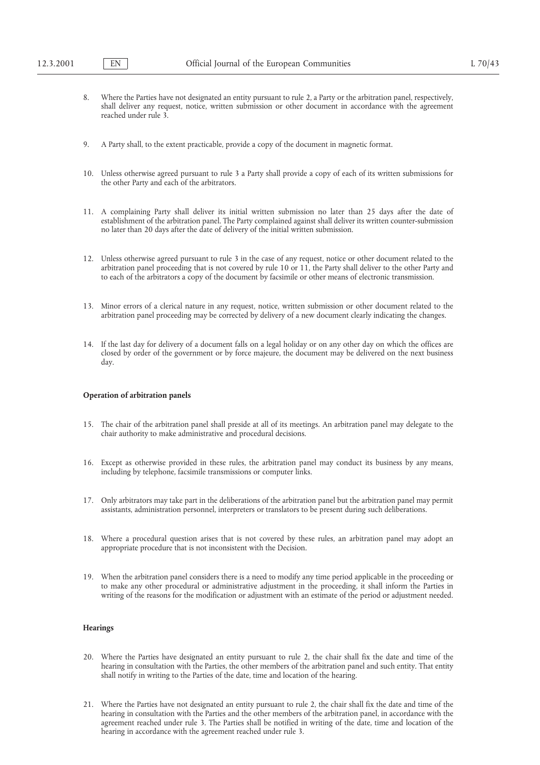8. Where the Parties have not designated an entity pursuant to rule 2, a Party or the arbitration panel, respectively, shall deliver any request, notice, written submission or other document in accordance with the agreement reached under rule 3.

9. A Party shall, to the extent practicable, provide a copy of the document in magnetic format.

10. Unless otherwise agreed pursuant to rule 3 a Party shall provide a copy of each of its written submissions for the other Party and each of the arbitrators.

11. A complaining Party shall deliver its initial written submission no later than 25 days after the date of establishment of the arbitration panel. The Party complained against shall deliver its written counter-submission no later than 20 days after the date of delivery of the initial written submission.

12. Unless otherwise agreed pursuant to rule 3 in the case of any request, notice or other document related to the arbitration panel proceeding that is not covered by rule 10 or 11, the Party shall deliver to the other Party and to each of the arbitrators a copy of the document by facsimile or other means of electronic transmission.

13. Minor errors of a clerical nature in any request, notice, written submission or other document related to the arbitration panel proceeding may be corrected by delivery of a new document clearly indicating the changes.

14. If the last day for delivery of a document falls on a legal holiday or on any other day on which the offices are closed by order of the government or by force majeure, the document may be delivered on the next business day.

**Operation of arbitration panels**

15. The chair of the arbitration panel shall preside at all of its meetings. An arbitration panel may delegate to the chair authority to make administrative and procedural decisions.

16. Except as otherwise provided in these rules, the arbitration panel may conduct its business by any means, including by telephone, facsimile transmissions or computer links.

17. Only arbitrators may take part in the deliberations of the arbitration panel but the arbitration panel may permit assistants, administration personnel, interpreters or translators to be present during such deliberations.

18. Where a procedural question arises that is not covered by these rules, an arbitration panel may adopt an appropriate procedure that is not inconsistent with the Decision.

19. When the arbitration panel considers there is a need to modify any time period applicable in the proceeding or to make any other procedural or administrative adjustment in the proceeding, it shall inform the Parties in writing of the reasons for the modification or adjustment with an estimate of the period or adjustment needed.

**Hearings**

20. Where the Parties have designated an entity pursuant to rule 2, the chair shall fix the date and time of the hearing in consultation with the Parties, the other members of the arbitration panel and such entity. That entity shall notify in writing to the Parties of the date, time and location of the hearing.

21. Where the Parties have not designated an entity pursuant to rule 2, the chair shall fix the date and time of the hearing in consultation with the Parties and the other members of the arbitration panel, in accordance with the agreement reached under rule 3. The Parties shall be notified in writing of the date, time and location of the hearing in accordance with the agreement reached under rule 3.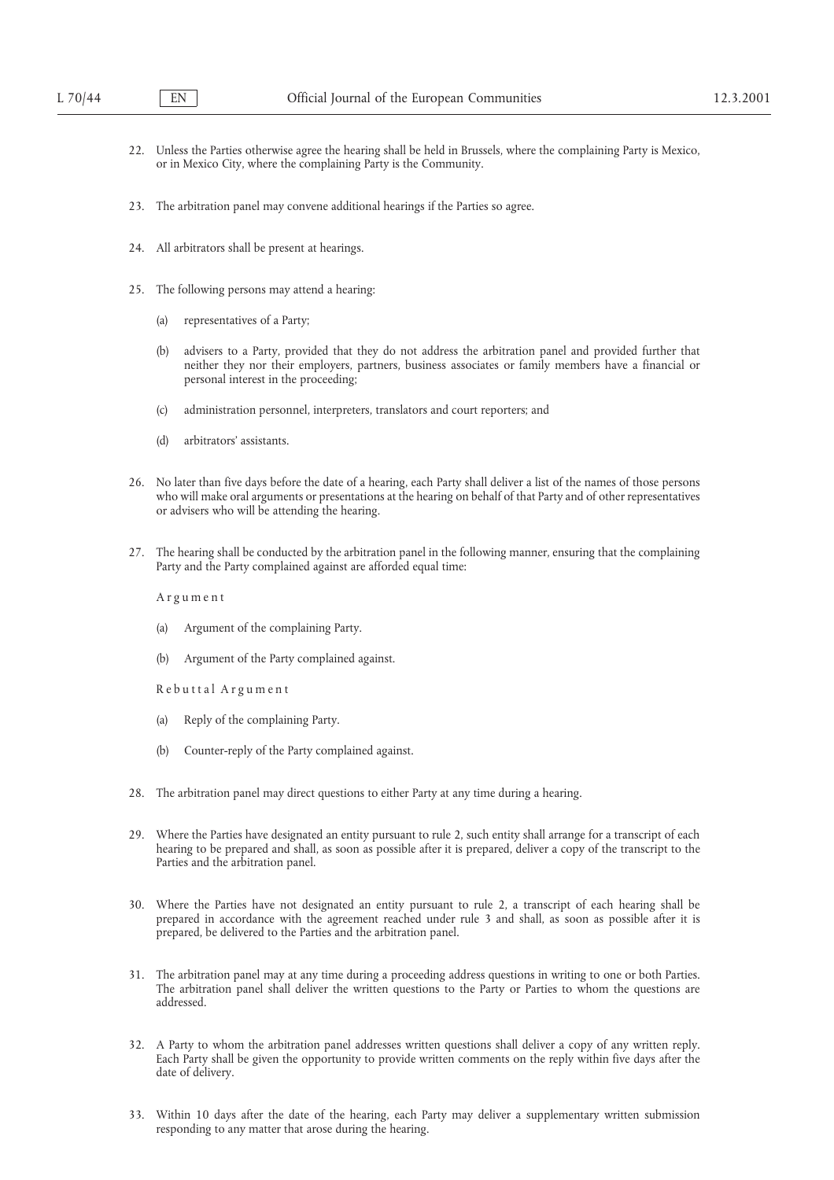22. Unless the Parties otherwise agree the hearing shall be held in Brussels, where the complaining Party is Mexico, or in Mexico City, where the complaining Party is the Community.

23. The arbitration panel may convene additional hearings if the Parties so agree.

24. All arbitrators shall be present at hearings.

25. The following persons may attend a hearing:

    (a) representatives of a Party;

    (b) advisers to a Party, provided that they do not address the arbitration panel and provided further that neither they nor their employers, partners, business associates or family members have a financial or personal interest in the proceeding;

    (c) administration personnel, interpreters, translators and court reporters; and

    (d) arbitrators' assistants.

26. No later than five days before the date of a hearing, each Party shall deliver a list of the names of those persons who will make oral arguments or presentations at the hearing on behalf of that Party and of other representatives or advisers who will be attending the hearing.

27. The hearing shall be conducted by the arbitration panel in the following manner, ensuring that the complaining Party and the Party complained against are afforded equal time:

    *Argument*

    (a) Argument of the complaining Party.

    (b) Argument of the Party complained against.

    *Rebuttal Argument*

    (a) Reply of the complaining Party.

    (b) Counter-reply of the Party complained against.

28. The arbitration panel may direct questions to either Party at any time during a hearing.

29. Where the Parties have designated an entity pursuant to rule 2, such entity shall arrange for a transcript of each hearing to be prepared and shall, as soon as possible after it is prepared, deliver a copy of the transcript to the Parties and the arbitration panel.

30. Where the Parties have not designated an entity pursuant to rule 2, a transcript of each hearing shall be prepared in accordance with the agreement reached under rule 3 and shall, as soon as possible after it is prepared, be delivered to the Parties and the arbitration panel.

31. The arbitration panel may at any time during a proceeding address questions in writing to one or both Parties. The arbitration panel shall deliver the written questions to the Party or Parties to whom the questions are addressed.

32. A Party to whom the arbitration panel addresses written questions shall deliver a copy of any written reply. Each Party shall be given the opportunity to provide written comments on the reply within five days after the date of delivery.

33. Within 10 days after the date of the hearing, each Party may deliver a supplementary written submission responding to any matter that arose during the hearing.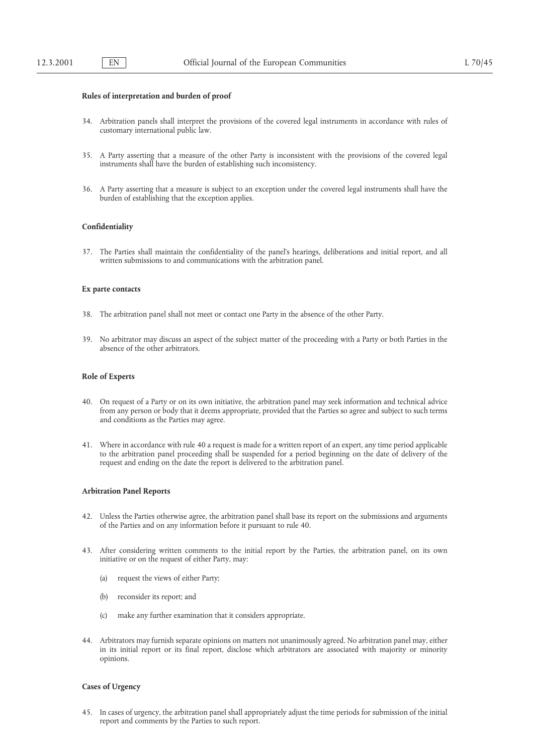**Rules of interpretation and burden of proof**

34. Arbitration panels shall interpret the provisions of the covered legal instruments in accordance with rules of customary international public law.

35. A Party asserting that a measure of the other Party is inconsistent with the provisions of the covered legal instruments shall have the burden of establishing such inconsistency.

36. A Party asserting that a measure is subject to an exception under the covered legal instruments shall have the burden of establishing that the exception applies.

**Confidentiality**

37. The Parties shall maintain the confidentiality of the panel's hearings, deliberations and initial report, and all written submissions to and communications with the arbitration panel.

**Ex parte contacts**

38. The arbitration panel shall not meet or contact one Party in the absence of the other Party.

39. No arbitrator may discuss an aspect of the subject matter of the proceeding with a Party or both Parties in the absence of the other arbitrators.

**Role of Experts**

40. On request of a Party or on its own initiative, the arbitration panel may seek information and technical advice from any person or body that it deems appropriate, provided that the Parties so agree and subject to such terms and conditions as the Parties may agree.

41. Where in accordance with rule 40 a request is made for a written report of an expert, any time period applicable to the arbitration panel proceeding shall be suspended for a period beginning on the date of delivery of the request and ending on the date the report is delivered to the arbitration panel.

**Arbitration Panel Reports**

42. Unless the Parties otherwise agree, the arbitration panel shall base its report on the submissions and arguments of the Parties and on any information before it pursuant to rule 40.

43. After considering written comments to the initial report by the Parties, the arbitration panel, on its own initiative or on the request of either Party, may:

   (a) request the views of either Party;

   (b) reconsider its report; and

   (c) make any further examination that it considers appropriate.

44. Arbitrators may furnish separate opinions on matters not unanimously agreed. No arbitration panel may, either in its initial report or its final report, disclose which arbitrators are associated with majority or minority opinions.

**Cases of Urgency**

45. In cases of urgency, the arbitration panel shall appropriately adjust the time periods for submission of the initial report and comments by the Parties to such report.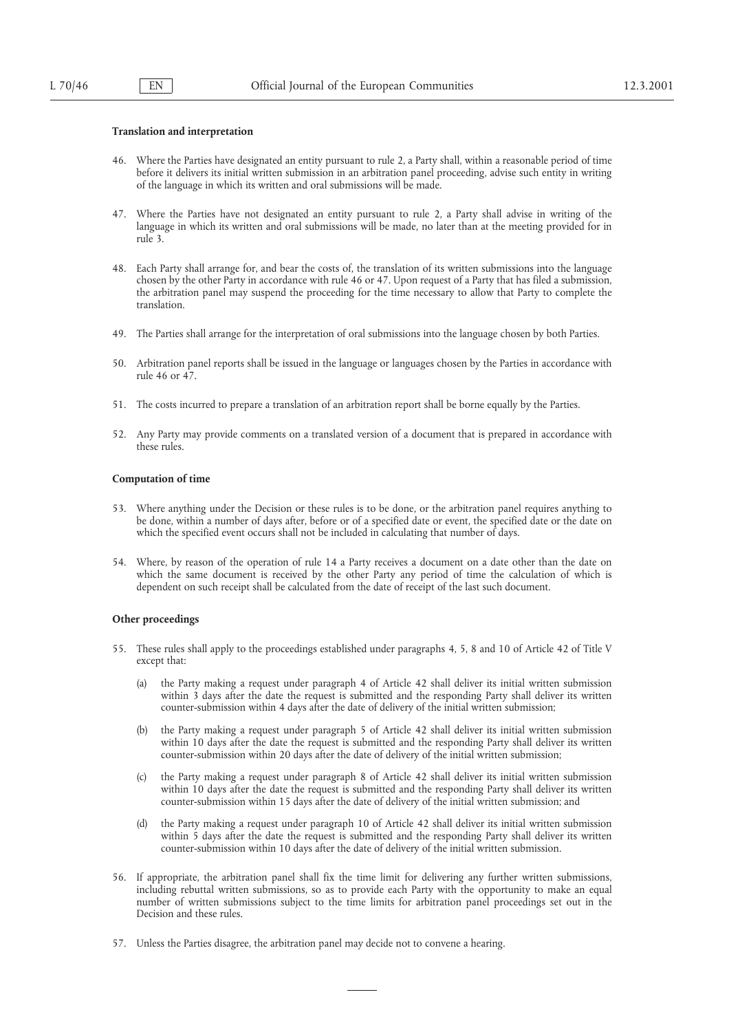**Translation and interpretation**

46. Where the Parties have designated an entity pursuant to rule 2, a Party shall, within a reasonable period of time before it delivers its initial written submission in an arbitration panel proceeding, advise such entity in writing of the language in which its written and oral submissions will be made.

47. Where the Parties have not designated an entity pursuant to rule 2, a Party shall advise in writing of the language in which its written and oral submissions will be made, no later than at the meeting provided for in rule 3.

48. Each Party shall arrange for, and bear the costs of, the translation of its written submissions into the language chosen by the other Party in accordance with rule 46 or 47. Upon request of a Party that has filed a submission, the arbitration panel may suspend the proceeding for the time necessary to allow that Party to complete the translation.

49. The Parties shall arrange for the interpretation of oral submissions into the language chosen by both Parties.

50. Arbitration panel reports shall be issued in the language or languages chosen by the Parties in accordance with rule 46 or 47.

51. The costs incurred to prepare a translation of an arbitration report shall be borne equally by the Parties.

52. Any Party may provide comments on a translated version of a document that is prepared in accordance with these rules.

**Computation of time**

53. Where anything under the Decision or these rules is to be done, or the arbitration panel requires anything to be done, within a number of days after, before or of a specified date or event, the specified date or the date on which the specified event occurs shall not be included in calculating that number of days.

54. Where, by reason of the operation of rule 14 a Party receives a document on a date other than the date on which the same document is received by the other Party any period of time the calculation of which is dependent on such receipt shall be calculated from the date of receipt of the last such document.

**Other proceedings**

55. These rules shall apply to the proceedings established under paragraphs 4, 5, 8 and 10 of Article 42 of Title V except that:

    (a) the Party making a request under paragraph 4 of Article 42 shall deliver its initial written submission within 3 days after the date the request is submitted and the responding Party shall deliver its written counter-submission within 4 days after the date of delivery of the initial written submission;

    (b) the Party making a request under paragraph 5 of Article 42 shall deliver its initial written submission within 10 days after the date the request is submitted and the responding Party shall deliver its written counter-submission within 20 days after the date of delivery of the initial written submission;

    (c) the Party making a request under paragraph 8 of Article 42 shall deliver its initial written submission within 10 days after the date the request is submitted and the responding Party shall deliver its written counter-submission within 15 days after the date of delivery of the initial written submission; and

    (d) the Party making a request under paragraph 10 of Article 42 shall deliver its initial written submission within 5 days after the date the request is submitted and the responding Party shall deliver its written counter-submission within 10 days after the date of delivery of the initial written submission.

56. If appropriate, the arbitration panel shall fix the time limit for delivering any further written submissions, including rebuttal written submissions, so as to provide each Party with the opportunity to make an equal number of written submissions subject to the time limits for arbitration panel proceedings set out in the Decision and these rules.

57. Unless the Parties disagree, the arbitration panel may decide not to convene a hearing.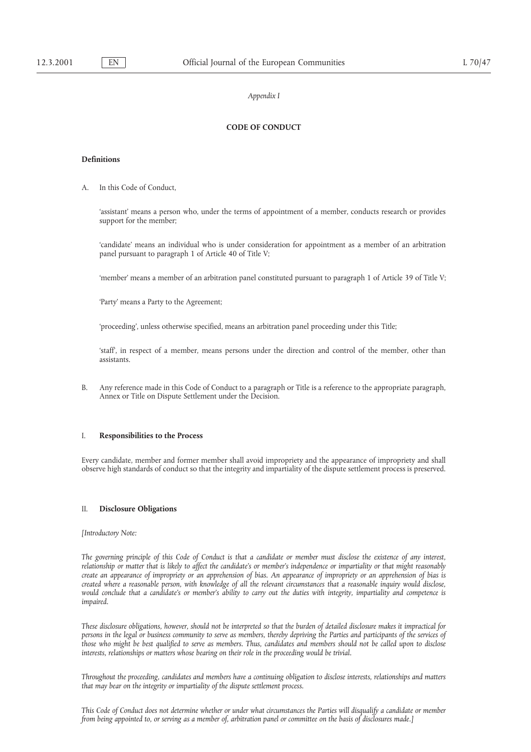*Appendix I*

## CODE OF CONDUCT

### Definitions

A. In this Code of Conduct,

'assistant' means a person who, under the terms of appointment of a member, conducts research or provides support for the member;

'candidate' means an individual who is under consideration for appointment as a member of an arbitration panel pursuant to paragraph 1 of Article 40 of Title V;

'member' means a member of an arbitration panel constituted pursuant to paragraph 1 of Article 39 of Title V;

'Party' means a Party to the Agreement;

'proceeding', unless otherwise specified, means an arbitration panel proceeding under this Title;

'staff', in respect of a member, means persons under the direction and control of the member, other than assistants.

B. Any reference made in this Code of Conduct to a paragraph or Title is a reference to the appropriate paragraph, Annex or Title on Dispute Settlement under the Decision.

### I. Responsibilities to the Process

Every candidate, member and former member shall avoid impropriety and the appearance of impropriety and shall observe high standards of conduct so that the integrity and impartiality of the dispute settlement process is preserved.

### II. Disclosure Obligations

*[Introductory Note:*

*The governing principle of this Code of Conduct is that a candidate or member must disclose the existence of any interest, relationship or matter that is likely to affect the candidate's or member's independence or impartiality or that might reasonably create an appearance of impropriety or an apprehension of bias. An appearance of impropriety or an apprehension of bias is created where a reasonable person, with knowledge of all the relevant circumstances that a reasonable inquiry would disclose, would conclude that a candidate's or member's ability to carry out the duties with integrity, impartiality and competence is impaired.*

*These disclosure obligations, however, should not be interpreted so that the burden of detailed disclosure makes it impractical for persons in the legal or business community to serve as members, thereby depriving the Parties and participants of the services of those who might be best qualified to serve as members. Thus, candidates and members should not be called upon to disclose interests, relationships or matters whose bearing on their role in the proceeding would be trivial.*

*Throughout the proceeding, candidates and members have a continuing obligation to disclose interests, relationships and matters that may bear on the integrity or impartiality of the dispute settlement process.*

*This Code of Conduct does not determine whether or under what circumstances the Parties will disqualify a candidate or member from being appointed to, or serving as a member of, arbitration panel or committee on the basis of disclosures made.]*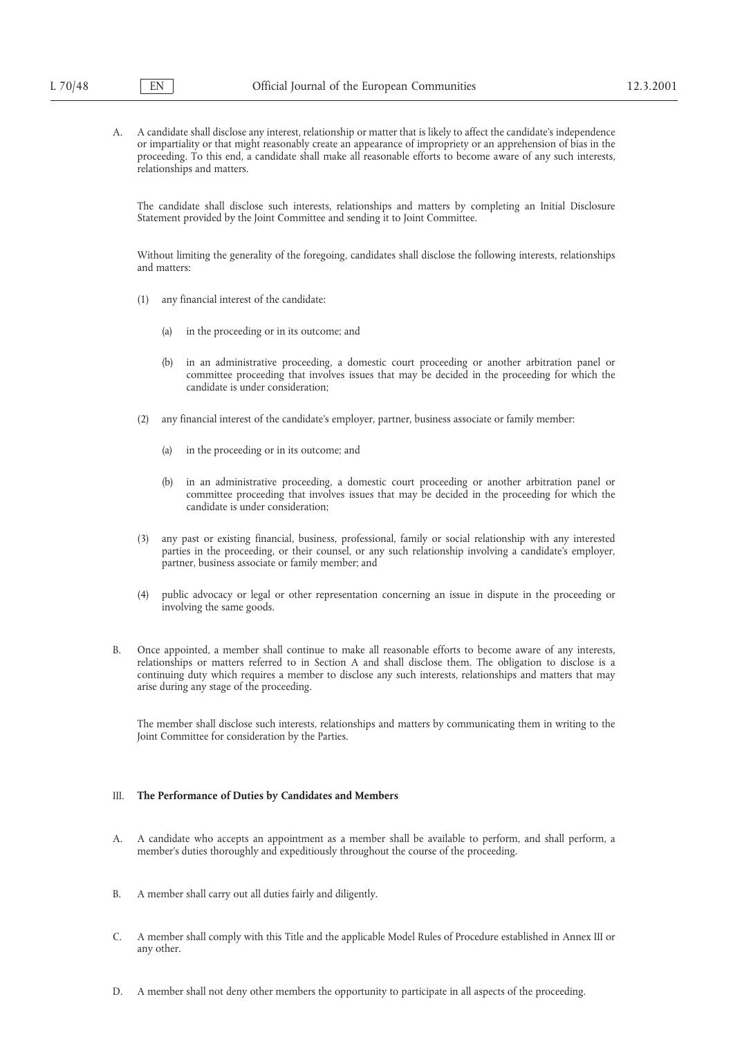A. A candidate shall disclose any interest, relationship or matter that is likely to affect the candidate's independence or impartiality or that might reasonably create an appearance of impropriety or an apprehension of bias in the proceeding. To this end, a candidate shall make all reasonable efforts to become aware of any such interests, relationships and matters.

The candidate shall disclose such interests, relationships and matters by completing an Initial Disclosure Statement provided by the Joint Committee and sending it to Joint Committee.

Without limiting the generality of the foregoing, candidates shall disclose the following interests, relationships and matters:

(1) any financial interest of the candidate:

(a) in the proceeding or in its outcome; and

(b) in an administrative proceeding, a domestic court proceeding or another arbitration panel or committee proceeding that involves issues that may be decided in the proceeding for which the candidate is under consideration;

(2) any financial interest of the candidate's employer, partner, business associate or family member:

(a) in the proceeding or in its outcome; and

(b) in an administrative proceeding, a domestic court proceeding or another arbitration panel or committee proceeding that involves issues that may be decided in the proceeding for which the candidate is under consideration;

(3) any past or existing financial, business, professional, family or social relationship with any interested parties in the proceeding, or their counsel, or any such relationship involving a candidate's employer, partner, business associate or family member; and

(4) public advocacy or legal or other representation concerning an issue in dispute in the proceeding or involving the same goods.

B. Once appointed, a member shall continue to make all reasonable efforts to become aware of any interests, relationships or matters referred to in Section A and shall disclose them. The obligation to disclose is a continuing duty which requires a member to disclose any such interests, relationships and matters that may arise during any stage of the proceeding.

The member shall disclose such interests, relationships and matters by communicating them in writing to the Joint Committee for consideration by the Parties.

## III. The Performance of Duties by Candidates and Members

A. A candidate who accepts an appointment as a member shall be available to perform, and shall perform, a member's duties thoroughly and expeditiously throughout the course of the proceeding.

B. A member shall carry out all duties fairly and diligently.

C. A member shall comply with this Title and the applicable Model Rules of Procedure established in Annex III or any other.

D. A member shall not deny other members the opportunity to participate in all aspects of the proceeding.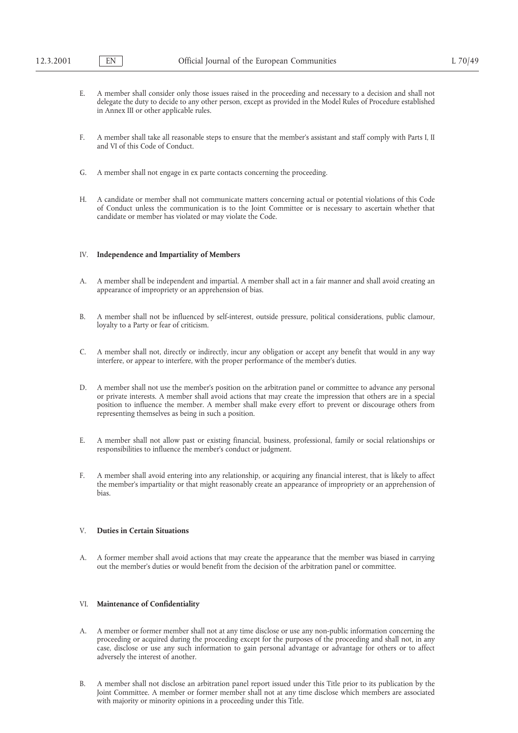E. A member shall consider only those issues raised in the proceeding and necessary to a decision and shall not delegate the duty to decide to any other person, except as provided in the Model Rules of Procedure established in Annex III or other applicable rules.

F. A member shall take all reasonable steps to ensure that the member's assistant and staff comply with Parts I, II and VI of this Code of Conduct.

G. A member shall not engage in ex parte contacts concerning the proceeding.

H. A candidate or member shall not communicate matters concerning actual or potential violations of this Code of Conduct unless the communication is to the Joint Committee or is necessary to ascertain whether that candidate or member has violated or may violate the Code.

## IV. **Independence and Impartiality of Members**

A. A member shall be independent and impartial. A member shall act in a fair manner and shall avoid creating an appearance of impropriety or an apprehension of bias.

B. A member shall not be influenced by self-interest, outside pressure, political considerations, public clamour, loyalty to a Party or fear of criticism.

C. A member shall not, directly or indirectly, incur any obligation or accept any benefit that would in any way interfere, or appear to interfere, with the proper performance of the member's duties.

D. A member shall not use the member's position on the arbitration panel or committee to advance any personal or private interests. A member shall avoid actions that may create the impression that others are in a special position to influence the member. A member shall make every effort to prevent or discourage others from representing themselves as being in such a position.

E. A member shall not allow past or existing financial, business, professional, family or social relationships or responsibilities to influence the member's conduct or judgment.

F. A member shall avoid entering into any relationship, or acquiring any financial interest, that is likely to affect the member's impartiality or that might reasonably create an appearance of impropriety or an apprehension of bias.

## V. **Duties in Certain Situations**

A. A former member shall avoid actions that may create the appearance that the member was biased in carrying out the member's duties or would benefit from the decision of the arbitration panel or committee.

## VI. **Maintenance of Confidentiality**

A. A member or former member shall not at any time disclose or use any non-public information concerning the proceeding or acquired during the proceeding except for the purposes of the proceeding and shall not, in any case, disclose or use any such information to gain personal advantage or advantage for others or to affect adversely the interest of another.

B. A member shall not disclose an arbitration panel report issued under this Title prior to its publication by the Joint Committee. A member or former member shall not at any time disclose which members are associated with majority or minority opinions in a proceeding under this Title.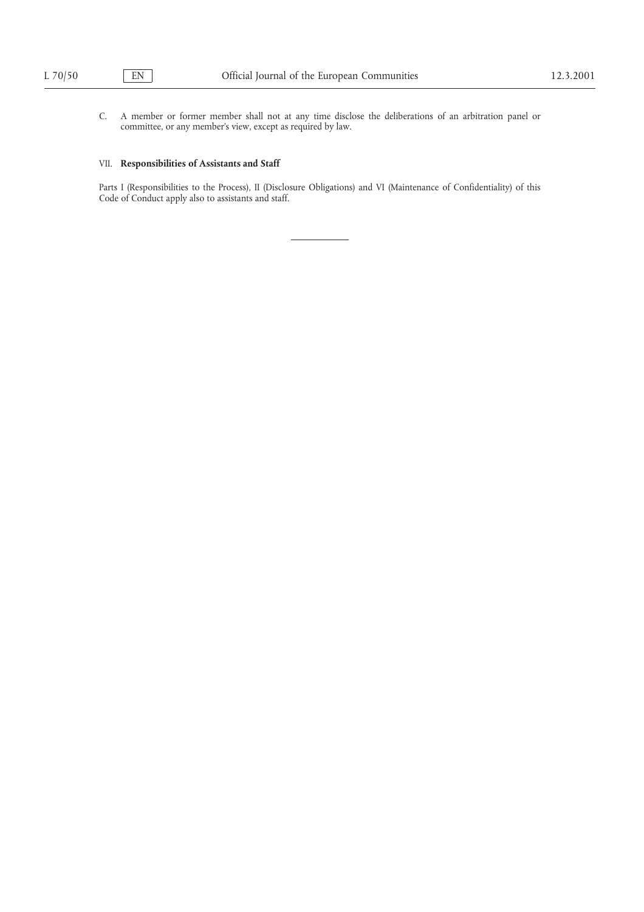C. A member or former member shall not at any time disclose the deliberations of an arbitration panel or committee, or any member's view, except as required by law.

## VII. **Responsibilities of Assistants and Staff**

Parts I (Responsibilities to the Process), II (Disclosure Obligations) and VI (Maintenance of Confidentiality) of this Code of Conduct apply also to assistants and staff.